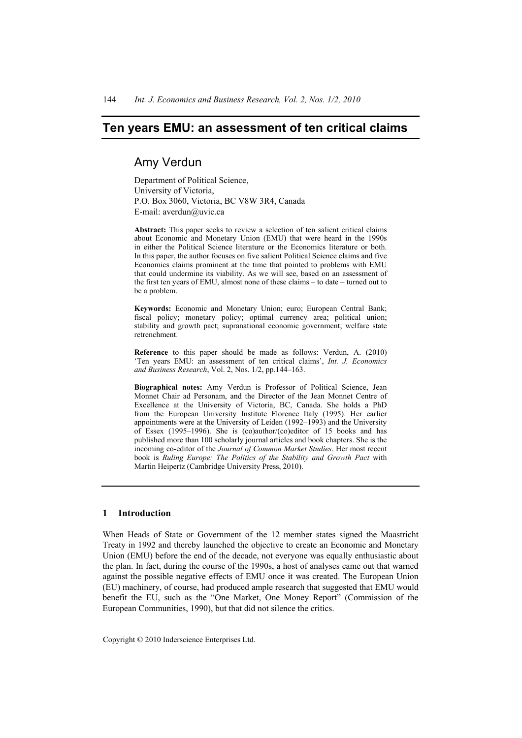# Ten years EMU: an assessment of ten critical claims

## Amy Verdun

Department of Political Science,
University of Victoria,
P.O. Box 3060, Victoria, BC V8W 3R4, Canada
E-mail: averdun@uvic.ca

**Abstract:** This paper seeks to review a selection of ten salient critical claims about Economic and Monetary Union (EMU) that were heard in the 1990s in either the Political Science literature or the Economics literature or both. In this paper, the author focuses on five salient Political Science claims and five Economics claims prominent at the time that pointed to problems with EMU that could undermine its viability. As we will see, based on an assessment of the first ten years of EMU, almost none of these claims – to date – turned out to be a problem.

**Keywords:** Economic and Monetary Union; euro; European Central Bank; fiscal policy; monetary policy; optimal currency area; political union; stability and growth pact; supranational economic government; welfare state retrenchment.

**Reference** to this paper should be made as follows: Verdun, A. (2010) 'Ten years EMU: an assessment of ten critical claims', *Int. J. Economics and Business Research*, Vol. 2, Nos. 1/2, pp.144–163.

**Biographical notes:** Amy Verdun is Professor of Political Science, Jean Monnet Chair ad Personam, and the Director of the Jean Monnet Centre of Excellence at the University of Victoria, BC, Canada. She holds a PhD from the European University Institute Florence Italy (1995). Her earlier appointments were at the University of Leiden (1992–1993) and the University of Essex (1995–1996). She is (co)author/(co)editor of 15 books and has published more than 100 scholarly journal articles and book chapters. She is the incoming co-editor of the *Journal of Common Market Studies*. Her most recent book is *Ruling Europe: The Politics of the Stability and Growth Pact* with Martin Heipertz (Cambridge University Press, 2010).

## 1 Introduction

When Heads of State or Government of the 12 member states signed the Maastricht Treaty in 1992 and thereby launched the objective to create an Economic and Monetary Union (EMU) before the end of the decade, not everyone was equally enthusiastic about the plan. In fact, during the course of the 1990s, a host of analyses came out that warned against the possible negative effects of EMU once it was created. The European Union (EU) machinery, of course, had produced ample research that suggested that EMU would benefit the EU, such as the "One Market, One Money Report" (Commission of the European Communities, 1990), but that did not silence the critics.

Copyright © 2010 Inderscience Enterprises Ltd.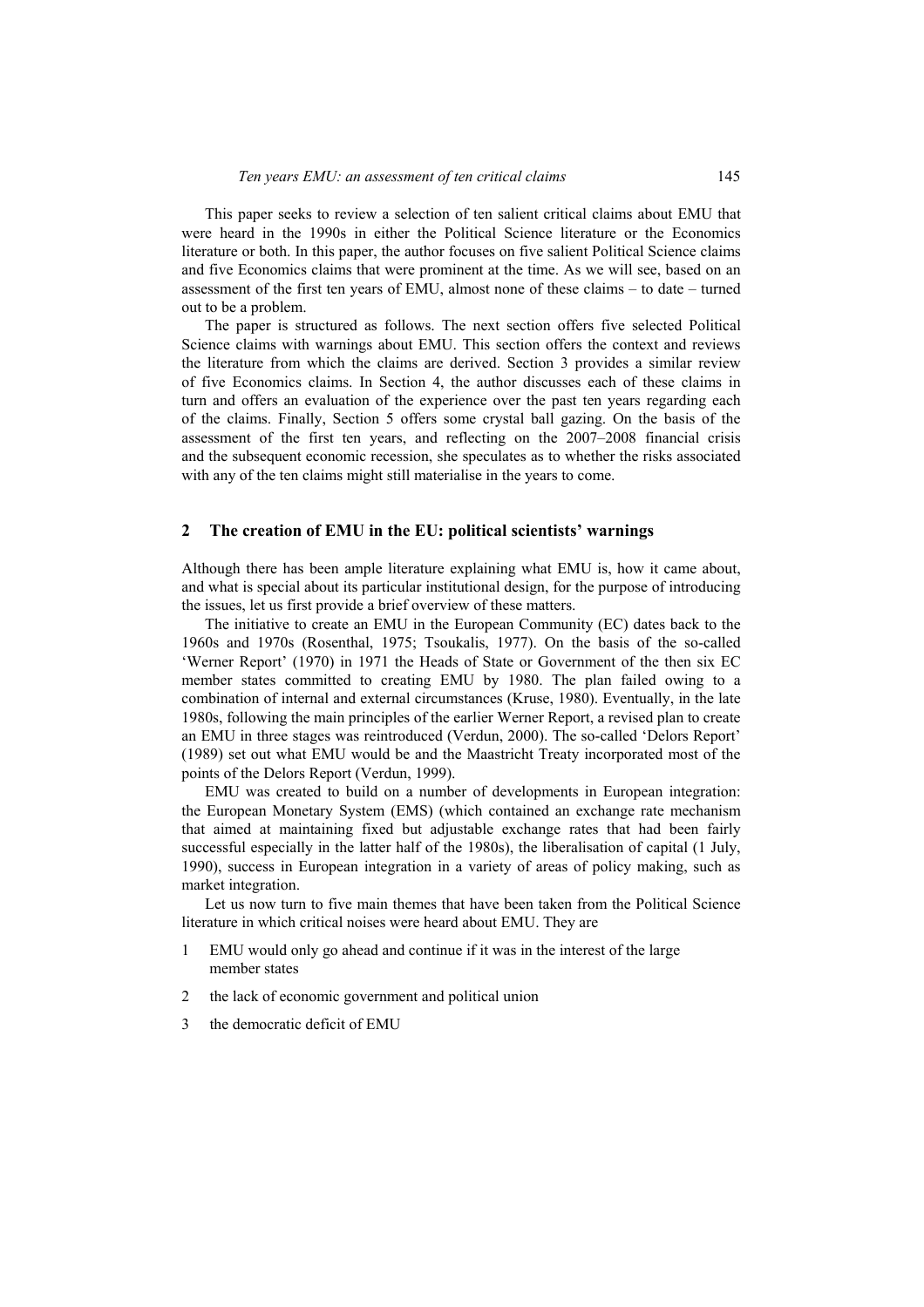This paper seeks to review a selection of ten salient critical claims about EMU that were heard in the 1990s in either the Political Science literature or the Economics literature or both. In this paper, the author focuses on five salient Political Science claims and five Economics claims that were prominent at the time. As we will see, based on an assessment of the first ten years of EMU, almost none of these claims – to date – turned out to be a problem.

The paper is structured as follows. The next section offers five selected Political Science claims with warnings about EMU. This section offers the context and reviews the literature from which the claims are derived. Section 3 provides a similar review of five Economics claims. In Section 4, the author discusses each of these claims in turn and offers an evaluation of the experience over the past ten years regarding each of the claims. Finally, Section 5 offers some crystal ball gazing. On the basis of the assessment of the first ten years, and reflecting on the 2007–2008 financial crisis and the subsequent economic recession, she speculates as to whether the risks associated with any of the ten claims might still materialise in the years to come.

## 2 The creation of EMU in the EU: political scientists' warnings

Although there has been ample literature explaining what EMU is, how it came about, and what is special about its particular institutional design, for the purpose of introducing the issues, let us first provide a brief overview of these matters.

The initiative to create an EMU in the European Community (EC) dates back to the 1960s and 1970s (Rosenthal, 1975; Tsoukalis, 1977). On the basis of the so-called 'Werner Report' (1970) in 1971 the Heads of State or Government of the then six EC member states committed to creating EMU by 1980. The plan failed owing to a combination of internal and external circumstances (Kruse, 1980). Eventually, in the late 1980s, following the main principles of the earlier Werner Report, a revised plan to create an EMU in three stages was reintroduced (Verdun, 2000). The so-called 'Delors Report' (1989) set out what EMU would be and the Maastricht Treaty incorporated most of the points of the Delors Report (Verdun, 1999).

EMU was created to build on a number of developments in European integration: the European Monetary System (EMS) (which contained an exchange rate mechanism that aimed at maintaining fixed but adjustable exchange rates that had been fairly successful especially in the latter half of the 1980s), the liberalisation of capital (1 July, 1990), success in European integration in a variety of areas of policy making, such as market integration.

Let us now turn to five main themes that have been taken from the Political Science literature in which critical noises were heard about EMU. They are

1. EMU would only go ahead and continue if it was in the interest of the large member states
2. the lack of economic government and political union
3. the democratic deficit of EMU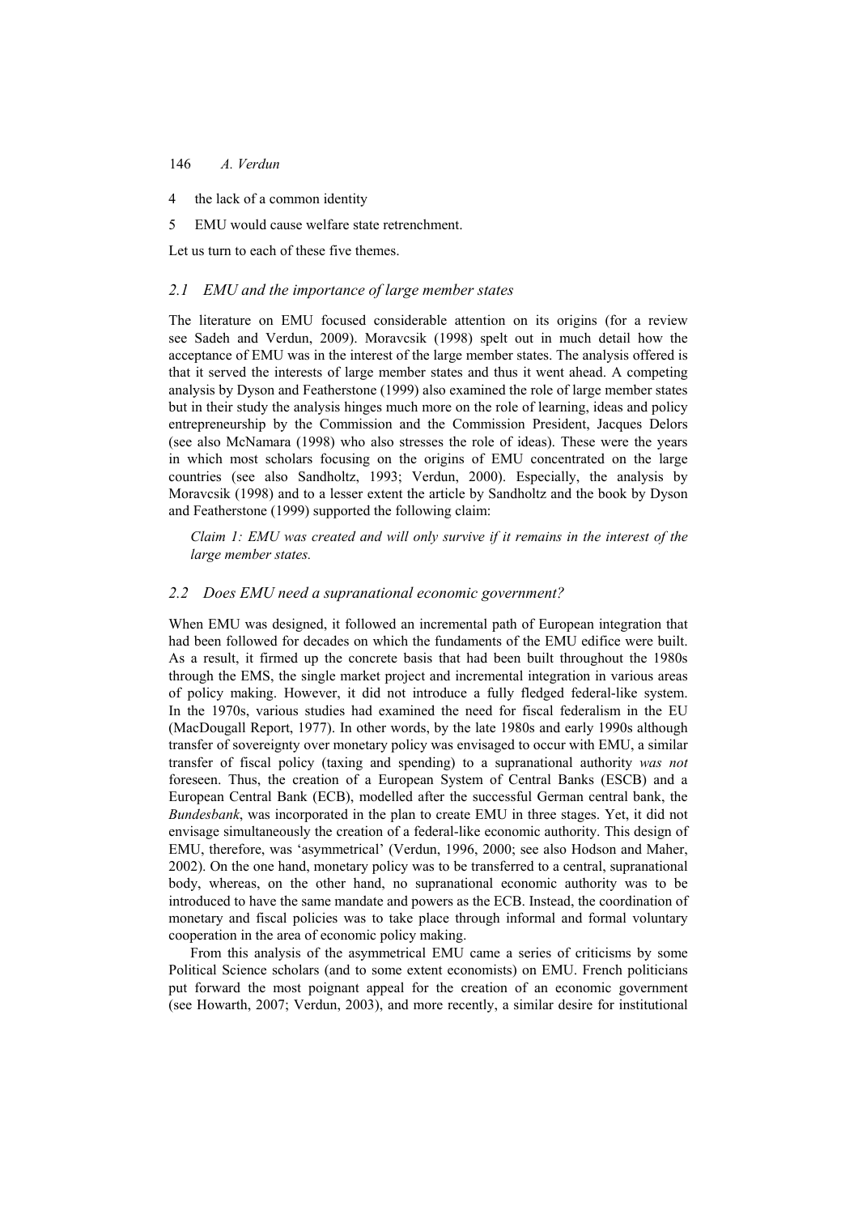4 the lack of a common identity

5 EMU would cause welfare state retrenchment.

Let us turn to each of these five themes.

### *2.1 EMU and the importance of large member states*

The literature on EMU focused considerable attention on its origins (for a review see Sadeh and Verdun, 2009). Moravcsik (1998) spelt out in much detail how the acceptance of EMU was in the interest of the large member states. The analysis offered is that it served the interests of large member states and thus it went ahead. A competing analysis by Dyson and Featherstone (1999) also examined the role of large member states but in their study the analysis hinges much more on the role of learning, ideas and policy entrepreneurship by the Commission and the Commission President, Jacques Delors (see also McNamara (1998) who also stresses the role of ideas). These were the years in which most scholars focusing on the origins of EMU concentrated on the large countries (see also Sandholtz, 1993; Verdun, 2000). Especially, the analysis by Moravcsik (1998) and to a lesser extent the article by Sandholtz and the book by Dyson and Featherstone (1999) supported the following claim:

> *Claim 1: EMU was created and will only survive if it remains in the interest of the large member states.*

### *2.2 Does EMU need a supranational economic government?*

When EMU was designed, it followed an incremental path of European integration that had been followed for decades on which the fundaments of the EMU edifice were built. As a result, it firmed up the concrete basis that had been built throughout the 1980s through the EMS, the single market project and incremental integration in various areas of policy making. However, it did not introduce a fully fledged federal-like system. In the 1970s, various studies had examined the need for fiscal federalism in the EU (MacDougall Report, 1977). In other words, by the late 1980s and early 1990s although transfer of sovereignty over monetary policy was envisaged to occur with EMU, a similar transfer of fiscal policy (taxing and spending) to a supranational authority *was not* foreseen. Thus, the creation of a European System of Central Banks (ESCB) and a European Central Bank (ECB), modelled after the successful German central bank, the *Bundesbank*, was incorporated in the plan to create EMU in three stages. Yet, it did not envisage simultaneously the creation of a federal-like economic authority. This design of EMU, therefore, was 'asymmetrical' (Verdun, 1996, 2000; see also Hodson and Maher, 2002). On the one hand, monetary policy was to be transferred to a central, supranational body, whereas, on the other hand, no supranational economic authority was to be introduced to have the same mandate and powers as the ECB. Instead, the coordination of monetary and fiscal policies was to take place through informal and formal voluntary cooperation in the area of economic policy making.

From this analysis of the asymmetrical EMU came a series of criticisms by some Political Science scholars (and to some extent economists) on EMU. French politicians put forward the most poignant appeal for the creation of an economic government (see Howarth, 2007; Verdun, 2003), and more recently, a similar desire for institutional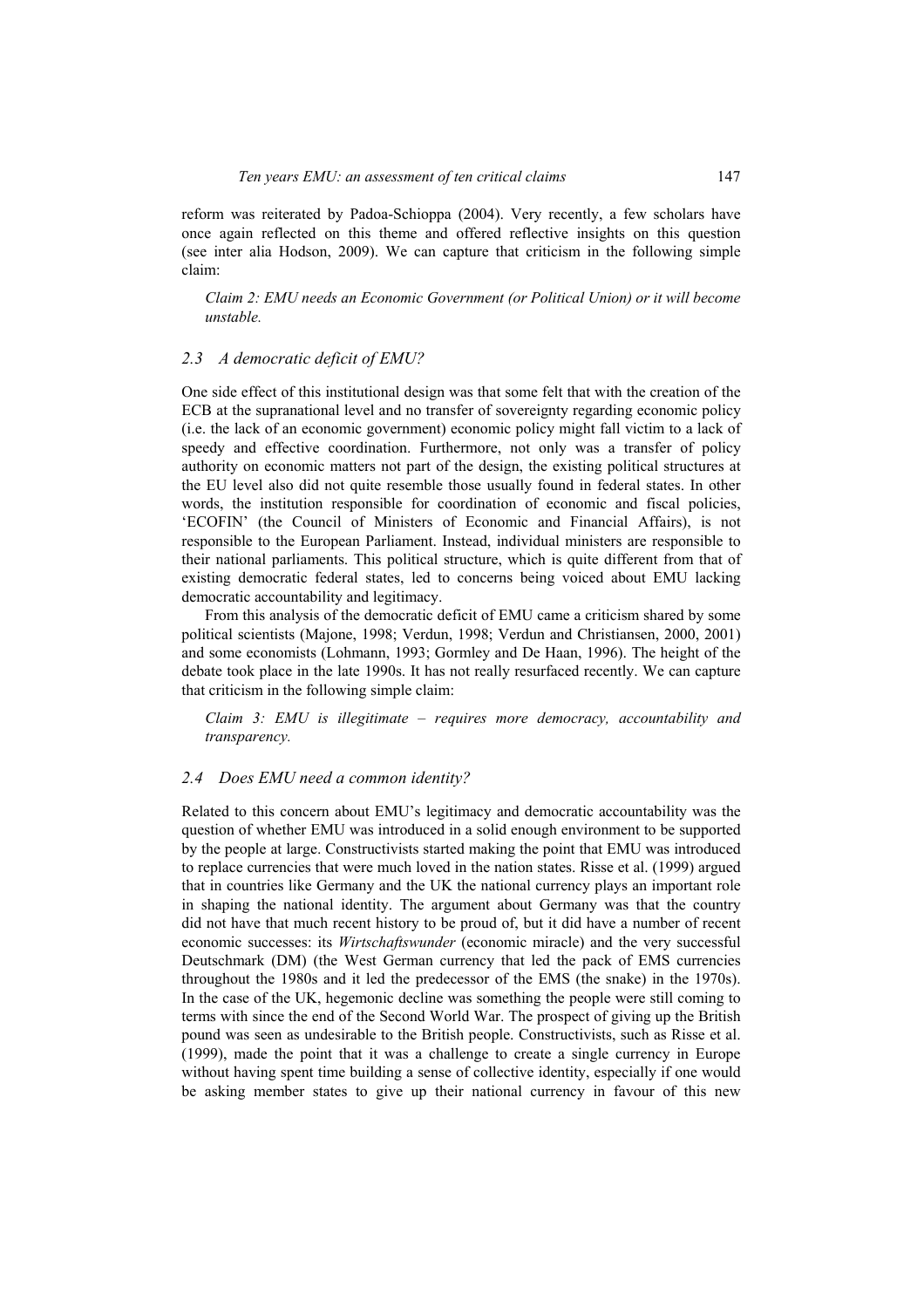reform was reiterated by Padoa-Schioppa (2004). Very recently, a few scholars have once again reflected on this theme and offered reflective insights on this question (see inter alia Hodson, 2009). We can capture that criticism in the following simple claim:

> *Claim 2: EMU needs an Economic Government (or Political Union) or it will become unstable.*

### 2.3 A democratic deficit of EMU?

One side effect of this institutional design was that some felt that with the creation of the ECB at the supranational level and no transfer of sovereignty regarding economic policy (i.e. the lack of an economic government) economic policy might fall victim to a lack of speedy and effective coordination. Furthermore, not only was a transfer of policy authority on economic matters not part of the design, the existing political structures at the EU level also did not quite resemble those usually found in federal states. In other words, the institution responsible for coordination of economic and fiscal policies, 'ECOFIN' (the Council of Ministers of Economic and Financial Affairs), is not responsible to the European Parliament. Instead, individual ministers are responsible to their national parliaments. This political structure, which is quite different from that of existing democratic federal states, led to concerns being voiced about EMU lacking democratic accountability and legitimacy.

From this analysis of the democratic deficit of EMU came a criticism shared by some political scientists (Majone, 1998; Verdun, 1998; Verdun and Christiansen, 2000, 2001) and some economists (Lohmann, 1993; Gormley and De Haan, 1996). The height of the debate took place in the late 1990s. It has not really resurfaced recently. We can capture that criticism in the following simple claim:

> *Claim 3: EMU is illegitimate – requires more democracy, accountability and transparency.*

### 2.4 Does EMU need a common identity?

Related to this concern about EMU's legitimacy and democratic accountability was the question of whether EMU was introduced in a solid enough environment to be supported by the people at large. Constructivists started making the point that EMU was introduced to replace currencies that were much loved in the nation states. Risse et al. (1999) argued that in countries like Germany and the UK the national currency plays an important role in shaping the national identity. The argument about Germany was that the country did not have that much recent history to be proud of, but it did have a number of recent economic successes: its *Wirtschaftswunder* (economic miracle) and the very successful Deutschmark (DM) (the West German currency that led the pack of EMS currencies throughout the 1980s and it led the predecessor of the EMS (the snake) in the 1970s). In the case of the UK, hegemonic decline was something the people were still coming to terms with since the end of the Second World War. The prospect of giving up the British pound was seen as undesirable to the British people. Constructivists, such as Risse et al. (1999), made the point that it was a challenge to create a single currency in Europe without having spent time building a sense of collective identity, especially if one would be asking member states to give up their national currency in favour of this new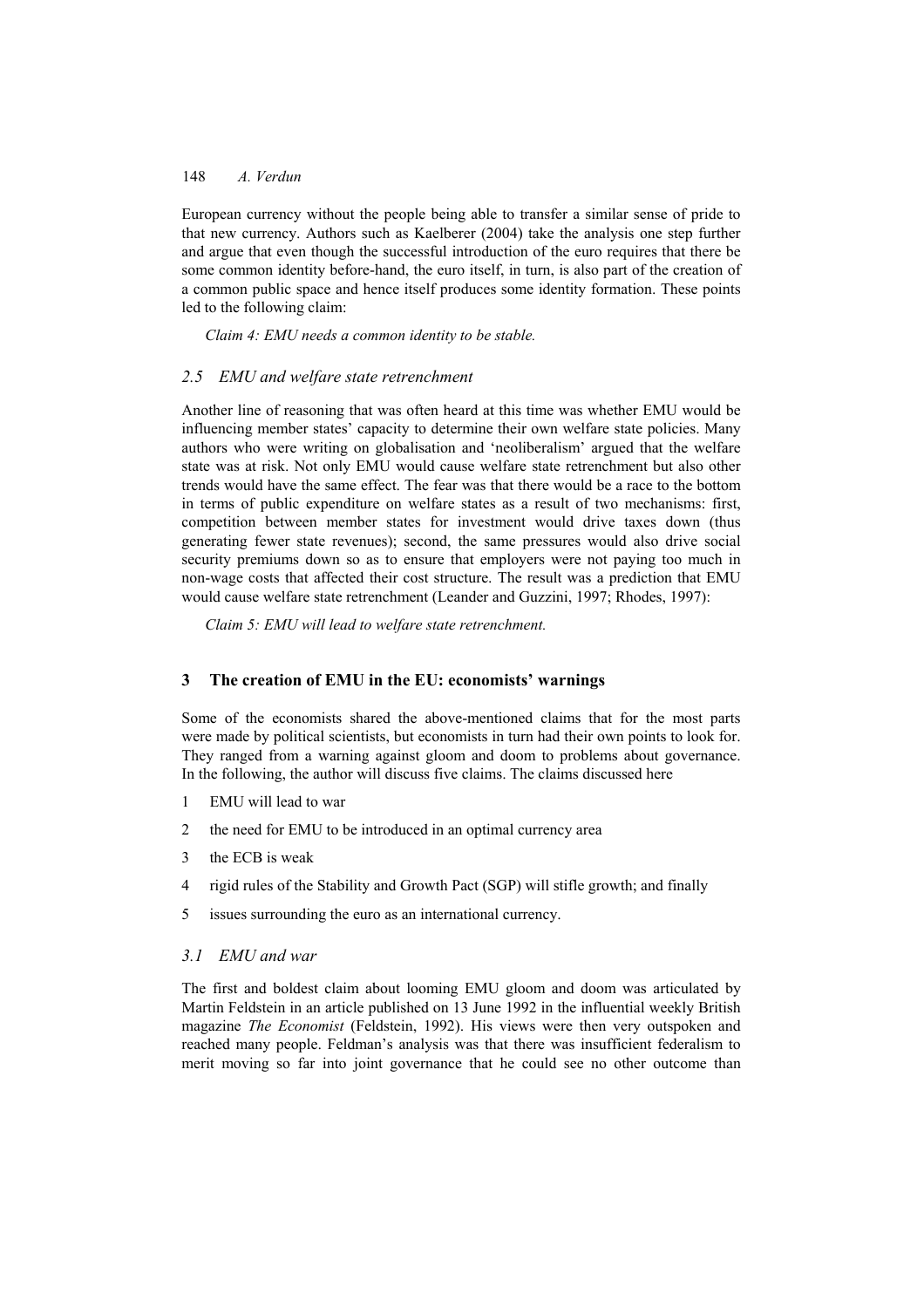European currency without the people being able to transfer a similar sense of pride to that new currency. Authors such as Kaelberer (2004) take the analysis one step further and argue that even though the successful introduction of the euro requires that there be some common identity before-hand, the euro itself, in turn, is also part of the creation of a common public space and hence itself produces some identity formation. These points led to the following claim:

*Claim 4: EMU needs a common identity to be stable.*

### *2.5 EMU and welfare state retrenchment*

Another line of reasoning that was often heard at this time was whether EMU would be influencing member states' capacity to determine their own welfare state policies. Many authors who were writing on globalisation and 'neoliberalism' argued that the welfare state was at risk. Not only EMU would cause welfare state retrenchment but also other trends would have the same effect. The fear was that there would be a race to the bottom in terms of public expenditure on welfare states as a result of two mechanisms: first, competition between member states for investment would drive taxes down (thus generating fewer state revenues); second, the same pressures would also drive social security premiums down so as to ensure that employers were not paying too much in non-wage costs that affected their cost structure. The result was a prediction that EMU would cause welfare state retrenchment (Leander and Guzzini, 1997; Rhodes, 1997):

*Claim 5: EMU will lead to welfare state retrenchment.*

## 3 The creation of EMU in the EU: economists' warnings

Some of the economists shared the above-mentioned claims that for the most parts were made by political scientists, but economists in turn had their own points to look for. They ranged from a warning against gloom and doom to problems about governance. In the following, the author will discuss five claims. The claims discussed here

1. EMU will lead to war
2. the need for EMU to be introduced in an optimal currency area
3. the ECB is weak
4. rigid rules of the Stability and Growth Pact (SGP) will stifle growth; and finally
5. issues surrounding the euro as an international currency.

### *3.1 EMU and war*

The first and boldest claim about looming EMU gloom and doom was articulated by Martin Feldstein in an article published on 13 June 1992 in the influential weekly British magazine *The Economist* (Feldstein, 1992). His views were then very outspoken and reached many people. Feldman's analysis was that there was insufficient federalism to merit moving so far into joint governance that he could see no other outcome than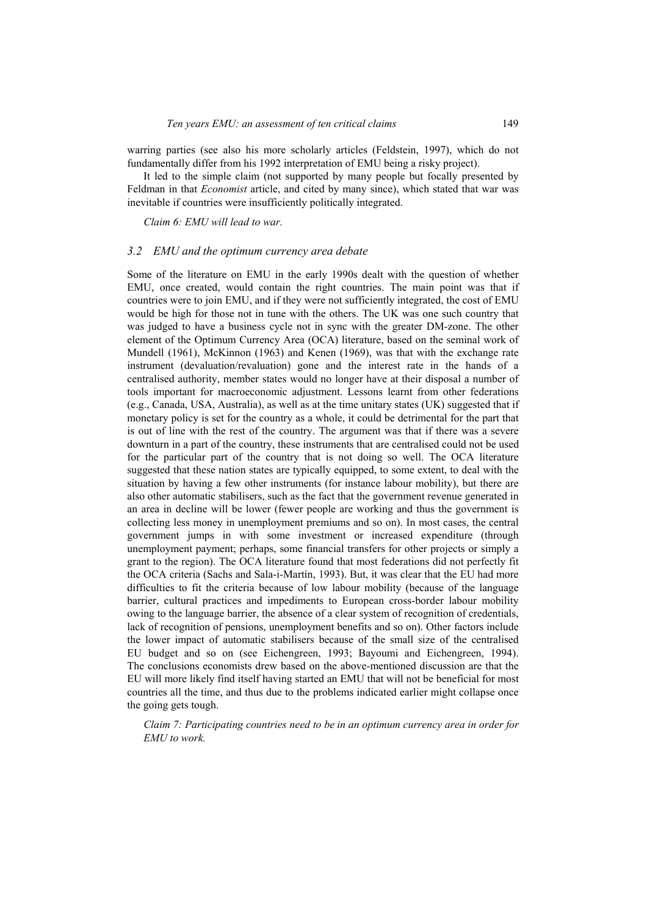warring parties (see also his more scholarly articles (Feldstein, 1997), which do not fundamentally differ from his 1992 interpretation of EMU being a risky project).

It led to the simple claim (not supported by many people but focally presented by Feldman in that *Economist* article, and cited by many since), which stated that war was inevitable if countries were insufficiently politically integrated.

*Claim 6: EMU will lead to war.*

### 3.2 EMU and the optimum currency area debate

Some of the literature on EMU in the early 1990s dealt with the question of whether EMU, once created, would contain the right countries. The main point was that if countries were to join EMU, and if they were not sufficiently integrated, the cost of EMU would be high for those not in tune with the others. The UK was one such country that was judged to have a business cycle not in sync with the greater DM-zone. The other element of the Optimum Currency Area (OCA) literature, based on the seminal work of Mundell (1961), McKinnon (1963) and Kenen (1969), was that with the exchange rate instrument (devaluation/revaluation) gone and the interest rate in the hands of a centralised authority, member states would no longer have at their disposal a number of tools important for macroeconomic adjustment. Lessons learnt from other federations (e.g., Canada, USA, Australia), as well as at the time unitary states (UK) suggested that if monetary policy is set for the country as a whole, it could be detrimental for the part that is out of line with the rest of the country. The argument was that if there was a severe downturn in a part of the country, these instruments that are centralised could not be used for the particular part of the country that is not doing so well. The OCA literature suggested that these nation states are typically equipped, to some extent, to deal with the situation by having a few other instruments (for instance labour mobility), but there are also other automatic stabilisers, such as the fact that the government revenue generated in an area in decline will be lower (fewer people are working and thus the government is collecting less money in unemployment premiums and so on). In most cases, the central government jumps in with some investment or increased expenditure (through unemployment payment; perhaps, some financial transfers for other projects or simply a grant to the region). The OCA literature found that most federations did not perfectly fit the OCA criteria (Sachs and Sala-i-Martín, 1993). But, it was clear that the EU had more difficulties to fit the criteria because of low labour mobility (because of the language barrier, cultural practices and impediments to European cross-border labour mobility owing to the language barrier, the absence of a clear system of recognition of credentials, lack of recognition of pensions, unemployment benefits and so on). Other factors include the lower impact of automatic stabilisers because of the small size of the centralised EU budget and so on (see Eichengreen, 1993; Bayoumi and Eichengreen, 1994). The conclusions economists drew based on the above-mentioned discussion are that the EU will more likely find itself having started an EMU that will not be beneficial for most countries all the time, and thus due to the problems indicated earlier might collapse once the going gets tough.

*Claim 7: Participating countries need to be in an optimum currency area in order for EMU to work.*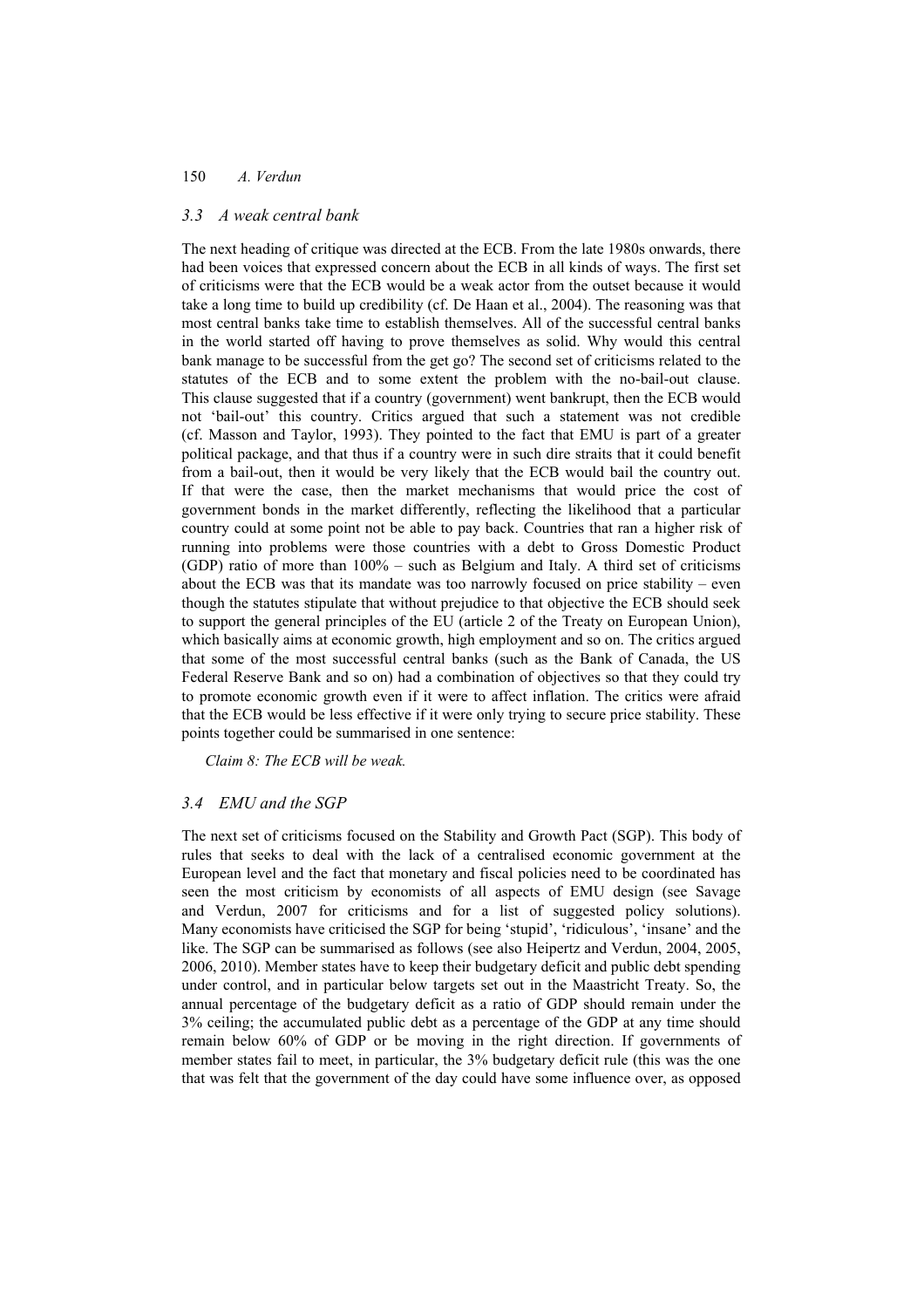### *3.3 A weak central bank*

The next heading of critique was directed at the ECB. From the late 1980s onwards, there had been voices that expressed concern about the ECB in all kinds of ways. The first set of criticisms were that the ECB would be a weak actor from the outset because it would take a long time to build up credibility (cf. De Haan et al., 2004). The reasoning was that most central banks take time to establish themselves. All of the successful central banks in the world started off having to prove themselves as solid. Why would this central bank manage to be successful from the get go? The second set of criticisms related to the statutes of the ECB and to some extent the problem with the no-bail-out clause. This clause suggested that if a country (government) went bankrupt, then the ECB would not 'bail-out' this country. Critics argued that such a statement was not credible (cf. Masson and Taylor, 1993). They pointed to the fact that EMU is part of a greater political package, and that thus if a country were in such dire straits that it could benefit from a bail-out, then it would be very likely that the ECB would bail the country out. If that were the case, then the market mechanisms that would price the cost of government bonds in the market differently, reflecting the likelihood that a particular country could at some point not be able to pay back. Countries that ran a higher risk of running into problems were those countries with a debt to Gross Domestic Product (GDP) ratio of more than 100% – such as Belgium and Italy. A third set of criticisms about the ECB was that its mandate was too narrowly focused on price stability – even though the statutes stipulate that without prejudice to that objective the ECB should seek to support the general principles of the EU (article 2 of the Treaty on European Union), which basically aims at economic growth, high employment and so on. The critics argued that some of the most successful central banks (such as the Bank of Canada, the US Federal Reserve Bank and so on) had a combination of objectives so that they could try to promote economic growth even if it were to affect inflation. The critics were afraid that the ECB would be less effective if it were only trying to secure price stability. These points together could be summarised in one sentence:

*Claim 8: The ECB will be weak.*

### *3.4 EMU and the SGP*

The next set of criticisms focused on the Stability and Growth Pact (SGP). This body of rules that seeks to deal with the lack of a centralised economic government at the European level and the fact that monetary and fiscal policies need to be coordinated has seen the most criticism by economists of all aspects of EMU design (see Savage and Verdun, 2007 for criticisms and for a list of suggested policy solutions). Many economists have criticised the SGP for being 'stupid', 'ridiculous', 'insane' and the like. The SGP can be summarised as follows (see also Heipertz and Verdun, 2004, 2005, 2006, 2010). Member states have to keep their budgetary deficit and public debt spending under control, and in particular below targets set out in the Maastricht Treaty. So, the annual percentage of the budgetary deficit as a ratio of GDP should remain under the 3% ceiling; the accumulated public debt as a percentage of the GDP at any time should remain below 60% of GDP or be moving in the right direction. If governments of member states fail to meet, in particular, the 3% budgetary deficit rule (this was the one that was felt that the government of the day could have some influence over, as opposed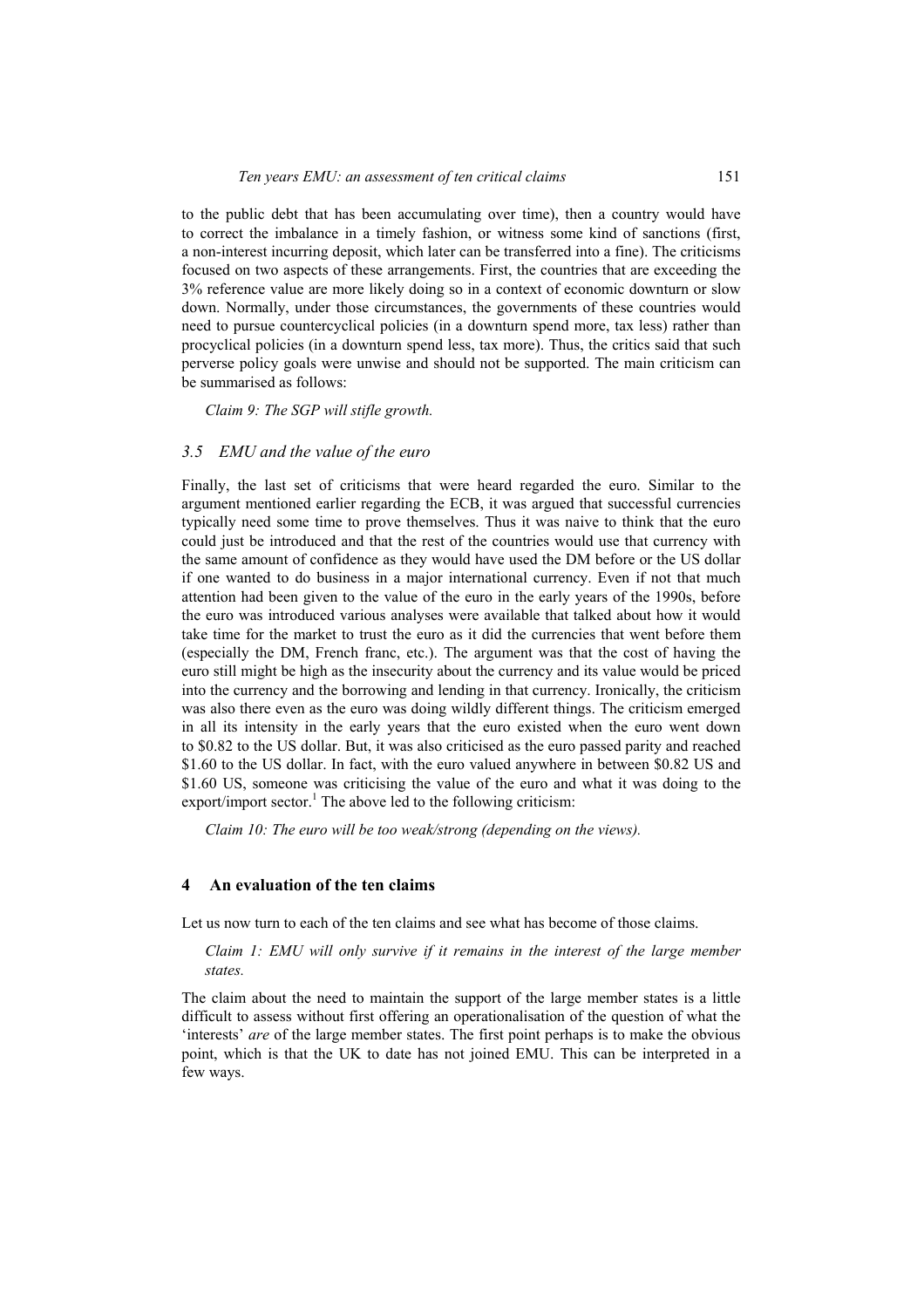to the public debt that has been accumulating over time), then a country would have to correct the imbalance in a timely fashion, or witness some kind of sanctions (first, a non-interest incurring deposit, which later can be transferred into a fine). The criticisms focused on two aspects of these arrangements. First, the countries that are exceeding the 3% reference value are more likely doing so in a context of economic downturn or slow down. Normally, under those circumstances, the governments of these countries would need to pursue countercyclical policies (in a downturn spend more, tax less) rather than procyclical policies (in a downturn spend less, tax more). Thus, the critics said that such perverse policy goals were unwise and should not be supported. The main criticism can be summarised as follows:

*Claim 9: The SGP will stifle growth.*

### *3.5 EMU and the value of the euro*

Finally, the last set of criticisms that were heard regarded the euro. Similar to the argument mentioned earlier regarding the ECB, it was argued that successful currencies typically need some time to prove themselves. Thus it was naive to think that the euro could just be introduced and that the rest of the countries would use that currency with the same amount of confidence as they would have used the DM before or the US dollar if one wanted to do business in a major international currency. Even if not that much attention had been given to the value of the euro in the early years of the 1990s, before the euro was introduced various analyses were available that talked about how it would take time for the market to trust the euro as it did the currencies that went before them (especially the DM, French franc, etc.). The argument was that the cost of having the euro still might be high as the insecurity about the currency and its value would be priced into the currency and the borrowing and lending in that currency. Ironically, the criticism was also there even as the euro was doing wildly different things. The criticism emerged in all its intensity in the early years that the euro existed when the euro went down to \$0.82 to the US dollar. But, it was also criticised as the euro passed parity and reached \$1.60 to the US dollar. In fact, with the euro valued anywhere in between \$0.82 US and \$1.60 US, someone was criticising the value of the euro and what it was doing to the export/import sector.[1] The above led to the following criticism:

*Claim 10: The euro will be too weak/strong (depending on the views).*

## 4 An evaluation of the ten claims

Let us now turn to each of the ten claims and see what has become of those claims.

*Claim 1: EMU will only survive if it remains in the interest of the large member states.*

The claim about the need to maintain the support of the large member states is a little difficult to assess without first offering an operationalisation of the question of what the 'interests' *are* of the large member states. The first point perhaps is to make the obvious point, which is that the UK to date has not joined EMU. This can be interpreted in a few ways.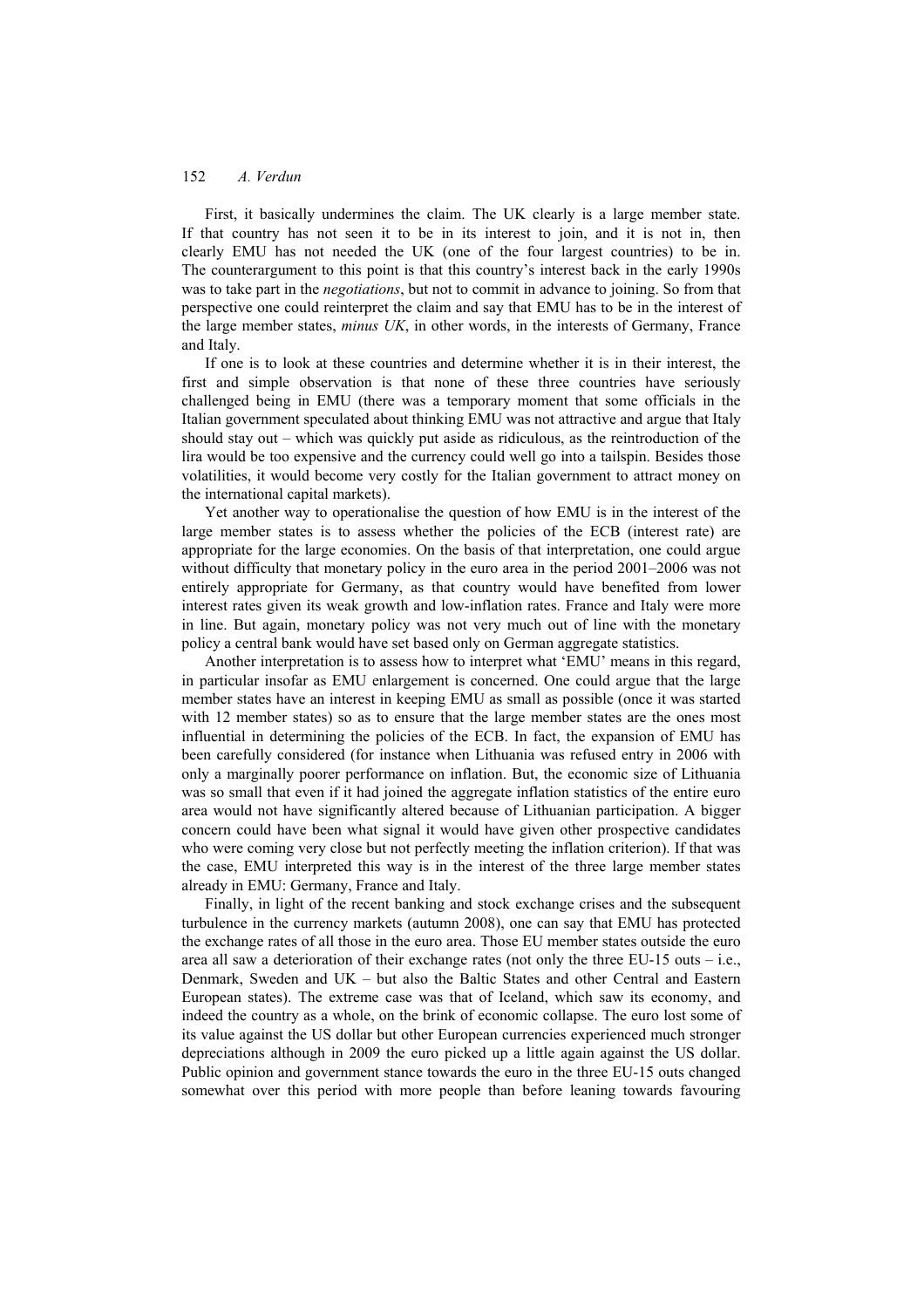First, it basically undermines the claim. The UK clearly is a large member state. If that country has not seen it to be in its interest to join, and it is not in, then clearly EMU has not needed the UK (one of the four largest countries) to be in. The counterargument to this point is that this country's interest back in the early 1990s was to take part in the *negotiations*, but not to commit in advance to joining. So from that perspective one could reinterpret the claim and say that EMU has to be in the interest of the large member states, *minus UK*, in other words, in the interests of Germany, France and Italy.

If one is to look at these countries and determine whether it is in their interest, the first and simple observation is that none of these three countries have seriously challenged being in EMU (there was a temporary moment that some officials in the Italian government speculated about thinking EMU was not attractive and argue that Italy should stay out – which was quickly put aside as ridiculous, as the reintroduction of the lira would be too expensive and the currency could well go into a tailspin. Besides those volatilities, it would become very costly for the Italian government to attract money on the international capital markets).

Yet another way to operationalise the question of how EMU is in the interest of the large member states is to assess whether the policies of the ECB (interest rate) are appropriate for the large economies. On the basis of that interpretation, one could argue without difficulty that monetary policy in the euro area in the period 2001–2006 was not entirely appropriate for Germany, as that country would have benefited from lower interest rates given its weak growth and low-inflation rates. France and Italy were more in line. But again, monetary policy was not very much out of line with the monetary policy a central bank would have set based only on German aggregate statistics.

Another interpretation is to assess how to interpret what 'EMU' means in this regard, in particular insofar as EMU enlargement is concerned. One could argue that the large member states have an interest in keeping EMU as small as possible (once it was started with 12 member states) so as to ensure that the large member states are the ones most influential in determining the policies of the ECB. In fact, the expansion of EMU has been carefully considered (for instance when Lithuania was refused entry in 2006 with only a marginally poorer performance on inflation. But, the economic size of Lithuania was so small that even if it had joined the aggregate inflation statistics of the entire euro area would not have significantly altered because of Lithuanian participation. A bigger concern could have been what signal it would have given other prospective candidates who were coming very close but not perfectly meeting the inflation criterion). If that was the case, EMU interpreted this way is in the interest of the three large member states already in EMU: Germany, France and Italy.

Finally, in light of the recent banking and stock exchange crises and the subsequent turbulence in the currency markets (autumn 2008), one can say that EMU has protected the exchange rates of all those in the euro area. Those EU member states outside the euro area all saw a deterioration of their exchange rates (not only the three EU-15 outs – i.e., Denmark, Sweden and UK – but also the Baltic States and other Central and Eastern European states). The extreme case was that of Iceland, which saw its economy, and indeed the country as a whole, on the brink of economic collapse. The euro lost some of its value against the US dollar but other European currencies experienced much stronger depreciations although in 2009 the euro picked up a little again against the US dollar. Public opinion and government stance towards the euro in the three EU-15 outs changed somewhat over this period with more people than before leaning towards favouring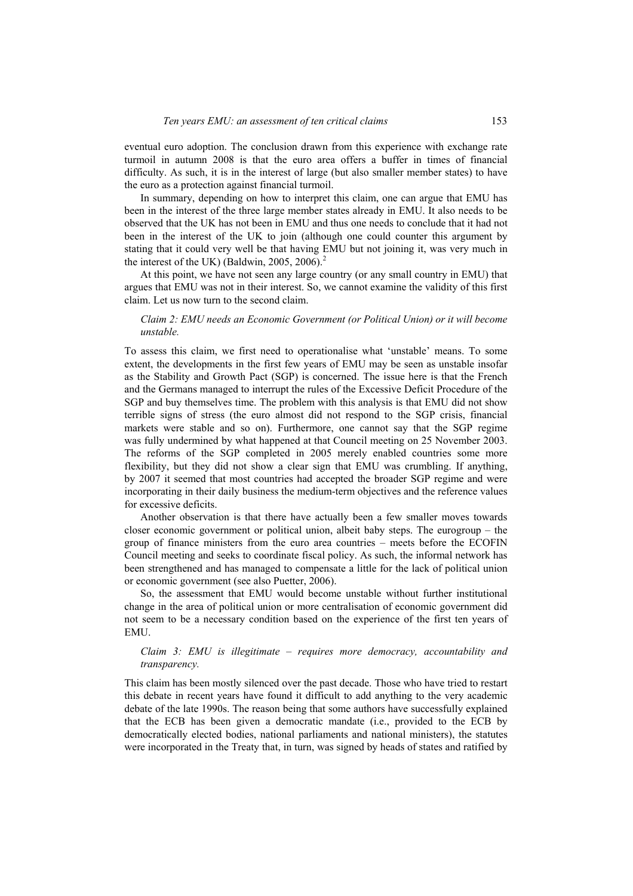eventual euro adoption. The conclusion drawn from this experience with exchange rate turmoil in autumn 2008 is that the euro area offers a buffer in times of financial difficulty. As such, it is in the interest of large (but also smaller member states) to have the euro as a protection against financial turmoil.

In summary, depending on how to interpret this claim, one can argue that EMU has been in the interest of the three large member states already in EMU. It also needs to be observed that the UK has not been in EMU and thus one needs to conclude that it had not been in the interest of the UK to join (although one could counter this argument by stating that it could very well be that having EMU but not joining it, was very much in the interest of the UK) (Baldwin, 2005, 2006).[2]

At this point, we have not seen any large country (or any small country in EMU) that argues that EMU was not in their interest. So, we cannot examine the validity of this first claim. Let us now turn to the second claim.

*Claim 2: EMU needs an Economic Government (or Political Union) or it will become unstable.*

To assess this claim, we first need to operationalise what 'unstable' means. To some extent, the developments in the first few years of EMU may be seen as unstable insofar as the Stability and Growth Pact (SGP) is concerned. The issue here is that the French and the Germans managed to interrupt the rules of the Excessive Deficit Procedure of the SGP and buy themselves time. The problem with this analysis is that EMU did not show terrible signs of stress (the euro almost did not respond to the SGP crisis, financial markets were stable and so on). Furthermore, one cannot say that the SGP regime was fully undermined by what happened at that Council meeting on 25 November 2003. The reforms of the SGP completed in 2005 merely enabled countries some more flexibility, but they did not show a clear sign that EMU was crumbling. If anything, by 2007 it seemed that most countries had accepted the broader SGP regime and were incorporating in their daily business the medium-term objectives and the reference values for excessive deficits.

Another observation is that there have actually been a few smaller moves towards closer economic government or political union, albeit baby steps. The eurogroup – the group of finance ministers from the euro area countries – meets before the ECOFIN Council meeting and seeks to coordinate fiscal policy. As such, the informal network has been strengthened and has managed to compensate a little for the lack of political union or economic government (see also Puetter, 2006).

So, the assessment that EMU would become unstable without further institutional change in the area of political union or more centralisation of economic government did not seem to be a necessary condition based on the experience of the first ten years of EMU.

*Claim 3: EMU is illegitimate – requires more democracy, accountability and transparency.*

This claim has been mostly silenced over the past decade. Those who have tried to restart this debate in recent years have found it difficult to add anything to the very academic debate of the late 1990s. The reason being that some authors have successfully explained that the ECB has been given a democratic mandate (i.e., provided to the ECB by democratically elected bodies, national parliaments and national ministers), the statutes were incorporated in the Treaty that, in turn, was signed by heads of states and ratified by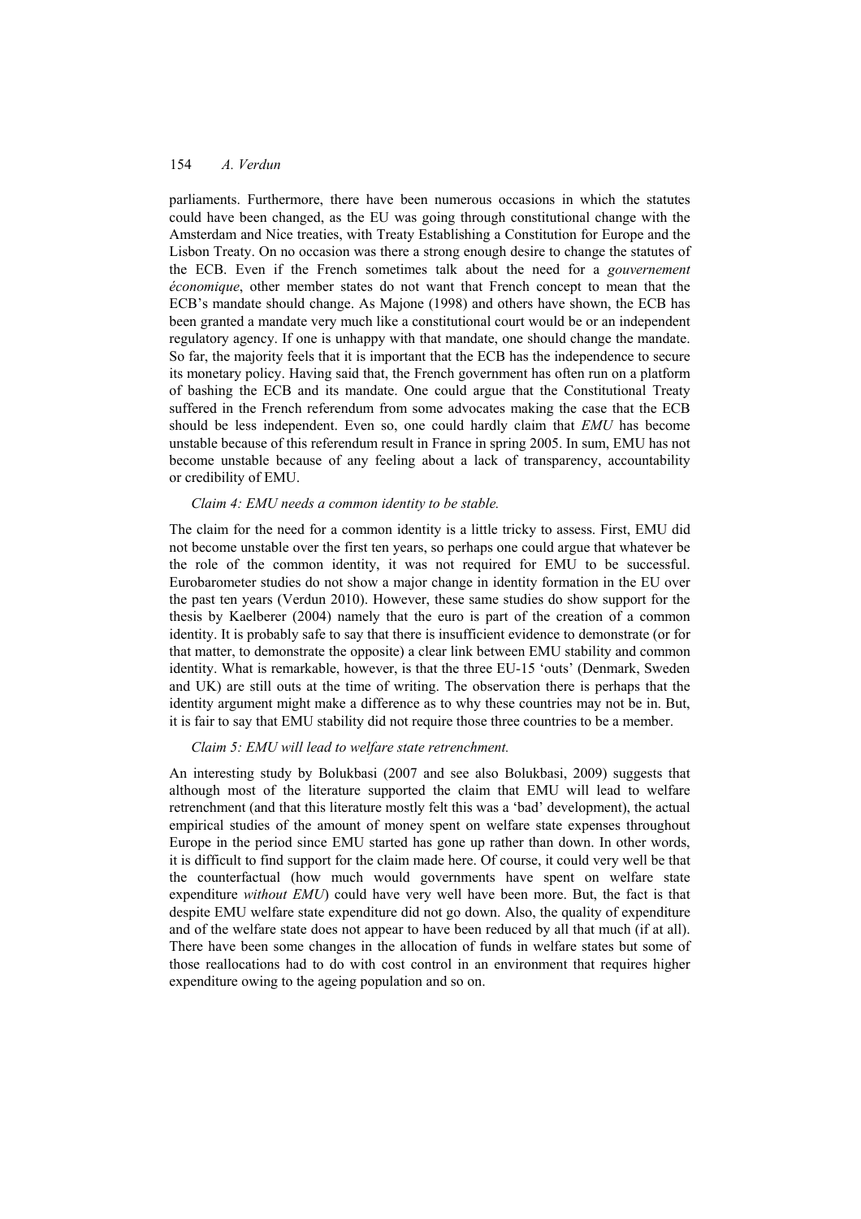parliaments. Furthermore, there have been numerous occasions in which the statutes could have been changed, as the EU was going through constitutional change with the Amsterdam and Nice treaties, with Treaty Establishing a Constitution for Europe and the Lisbon Treaty. On no occasion was there a strong enough desire to change the statutes of the ECB. Even if the French sometimes talk about the need for a *gouvernement économique*, other member states do not want that French concept to mean that the ECB's mandate should change. As Majone (1998) and others have shown, the ECB has been granted a mandate very much like a constitutional court would be or an independent regulatory agency. If one is unhappy with that mandate, one should change the mandate. So far, the majority feels that it is important that the ECB has the independence to secure its monetary policy. Having said that, the French government has often run on a platform of bashing the ECB and its mandate. One could argue that the Constitutional Treaty suffered in the French referendum from some advocates making the case that the ECB should be less independent. Even so, one could hardly claim that *EMU* has become unstable because of this referendum result in France in spring 2005. In sum, EMU has not become unstable because of any feeling about a lack of transparency, accountability or credibility of EMU.

*Claim 4: EMU needs a common identity to be stable.*

The claim for the need for a common identity is a little tricky to assess. First, EMU did not become unstable over the first ten years, so perhaps one could argue that whatever be the role of the common identity, it was not required for EMU to be successful. Eurobarometer studies do not show a major change in identity formation in the EU over the past ten years (Verdun 2010). However, these same studies do show support for the thesis by Kaelberer (2004) namely that the euro is part of the creation of a common identity. It is probably safe to say that there is insufficient evidence to demonstrate (or for that matter, to demonstrate the opposite) a clear link between EMU stability and common identity. What is remarkable, however, is that the three EU-15 'outs' (Denmark, Sweden and UK) are still outs at the time of writing. The observation there is perhaps that the identity argument might make a difference as to why these countries may not be in. But, it is fair to say that EMU stability did not require those three countries to be a member.

*Claim 5: EMU will lead to welfare state retrenchment.*

An interesting study by Bolukbasi (2007 and see also Bolukbasi, 2009) suggests that although most of the literature supported the claim that EMU will lead to welfare retrenchment (and that this literature mostly felt this was a 'bad' development), the actual empirical studies of the amount of money spent on welfare state expenses throughout Europe in the period since EMU started has gone up rather than down. In other words, it is difficult to find support for the claim made here. Of course, it could very well be that the counterfactual (how much would governments have spent on welfare state expenditure *without EMU*) could have very well have been more. But, the fact is that despite EMU welfare state expenditure did not go down. Also, the quality of expenditure and of the welfare state does not appear to have been reduced by all that much (if at all). There have been some changes in the allocation of funds in welfare states but some of those reallocations had to do with cost control in an environment that requires higher expenditure owing to the ageing population and so on.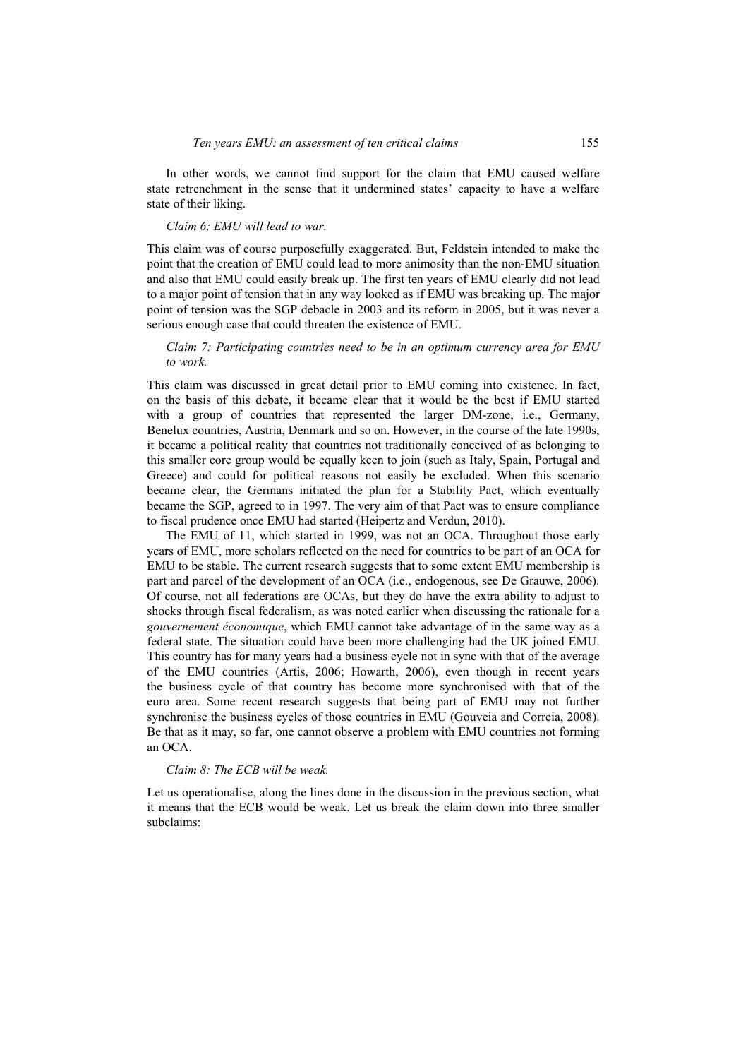In other words, we cannot find support for the claim that EMU caused welfare state retrenchment in the sense that it undermined states' capacity to have a welfare state of their liking.

*Claim 6: EMU will lead to war.*

This claim was of course purposefully exaggerated. But, Feldstein intended to make the point that the creation of EMU could lead to more animosity than the non-EMU situation and also that EMU could easily break up. The first ten years of EMU clearly did not lead to a major point of tension that in any way looked as if EMU was breaking up. The major point of tension was the SGP debacle in 2003 and its reform in 2005, but it was never a serious enough case that could threaten the existence of EMU.

*Claim 7: Participating countries need to be in an optimum currency area for EMU to work.*

This claim was discussed in great detail prior to EMU coming into existence. In fact, on the basis of this debate, it became clear that it would be the best if EMU started with a group of countries that represented the larger DM-zone, i.e., Germany, Benelux countries, Austria, Denmark and so on. However, in the course of the late 1990s, it became a political reality that countries not traditionally conceived of as belonging to this smaller core group would be equally keen to join (such as Italy, Spain, Portugal and Greece) and could for political reasons not easily be excluded. When this scenario became clear, the Germans initiated the plan for a Stability Pact, which eventually became the SGP, agreed to in 1997. The very aim of that Pact was to ensure compliance to fiscal prudence once EMU had started (Heipertz and Verdun, 2010).

The EMU of 11, which started in 1999, was not an OCA. Throughout those early years of EMU, more scholars reflected on the need for countries to be part of an OCA for EMU to be stable. The current research suggests that to some extent EMU membership is part and parcel of the development of an OCA (i.e., endogenous, see De Grauwe, 2006). Of course, not all federations are OCAs, but they do have the extra ability to adjust to shocks through fiscal federalism, as was noted earlier when discussing the rationale for a *gouvernement économique*, which EMU cannot take advantage of in the same way as a federal state. The situation could have been more challenging had the UK joined EMU. This country has for many years had a business cycle not in sync with that of the average of the EMU countries (Artis, 2006; Howarth, 2006), even though in recent years the business cycle of that country has become more synchronised with that of the euro area. Some recent research suggests that being part of EMU may not further synchronise the business cycles of those countries in EMU (Gouveia and Correia, 2008). Be that as it may, so far, one cannot observe a problem with EMU countries not forming an OCA.

*Claim 8: The ECB will be weak.*

Let us operationalise, along the lines done in the discussion in the previous section, what it means that the ECB would be weak. Let us break the claim down into three smaller subclaims: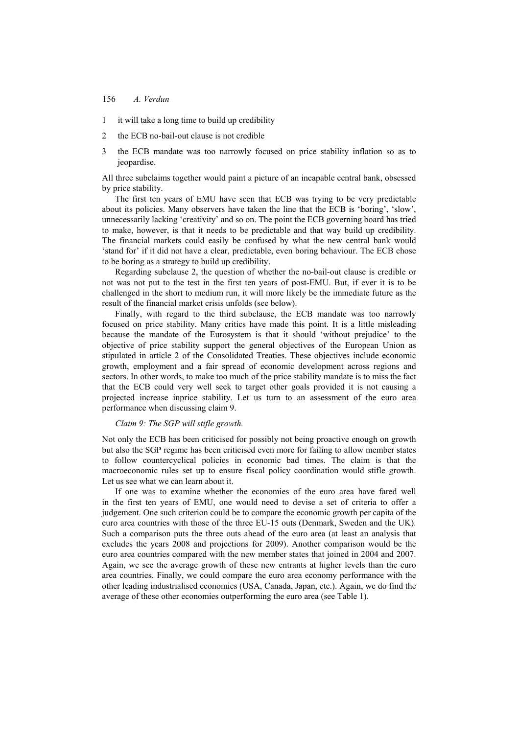1 it will take a long time to build up credibility

2 the ECB no-bail-out clause is not credible

3 the ECB mandate was too narrowly focused on price stability inflation so as to jeopardise.

All three subclaims together would paint a picture of an incapable central bank, obsessed by price stability.

The first ten years of EMU have seen that ECB was trying to be very predictable about its policies. Many observers have taken the line that the ECB is 'boring', 'slow', unnecessarily lacking 'creativity' and so on. The point the ECB governing board has tried to make, however, is that it needs to be predictable and that way build up credibility. The financial markets could easily be confused by what the new central bank would 'stand for' if it did not have a clear, predictable, even boring behaviour. The ECB chose to be boring as a strategy to build up credibility.

Regarding subclause 2, the question of whether the no-bail-out clause is credible or not was not put to the test in the first ten years of post-EMU. But, if ever it is to be challenged in the short to medium run, it will more likely be the immediate future as the result of the financial market crisis unfolds (see below).

Finally, with regard to the third subclause, the ECB mandate was too narrowly focused on price stability. Many critics have made this point. It is a little misleading because the mandate of the Eurosystem is that it should 'without prejudice' to the objective of price stability support the general objectives of the European Union as stipulated in article 2 of the Consolidated Treaties. These objectives include economic growth, employment and a fair spread of economic development across regions and sectors. In other words, to make too much of the price stability mandate is to miss the fact that the ECB could very well seek to target other goals provided it is not causing a projected increase inprice stability. Let us turn to an assessment of the euro area performance when discussing claim 9.

*Claim 9: The SGP will stifle growth.*

Not only the ECB has been criticised for possibly not being proactive enough on growth but also the SGP regime has been criticised even more for failing to allow member states to follow countercyclical policies in economic bad times. The claim is that the macroeconomic rules set up to ensure fiscal policy coordination would stifle growth. Let us see what we can learn about it.

If one was to examine whether the economies of the euro area have fared well in the first ten years of EMU, one would need to devise a set of criteria to offer a judgement. One such criterion could be to compare the economic growth per capita of the euro area countries with those of the three EU-15 outs (Denmark, Sweden and the UK). Such a comparison puts the three outs ahead of the euro area (at least an analysis that excludes the years 2008 and projections for 2009). Another comparison would be the euro area countries compared with the new member states that joined in 2004 and 2007. Again, we see the average growth of these new entrants at higher levels than the euro area countries. Finally, we could compare the euro area economy performance with the other leading industrialised economies (USA, Canada, Japan, etc.). Again, we do find the average of these other economies outperforming the euro area (see Table 1).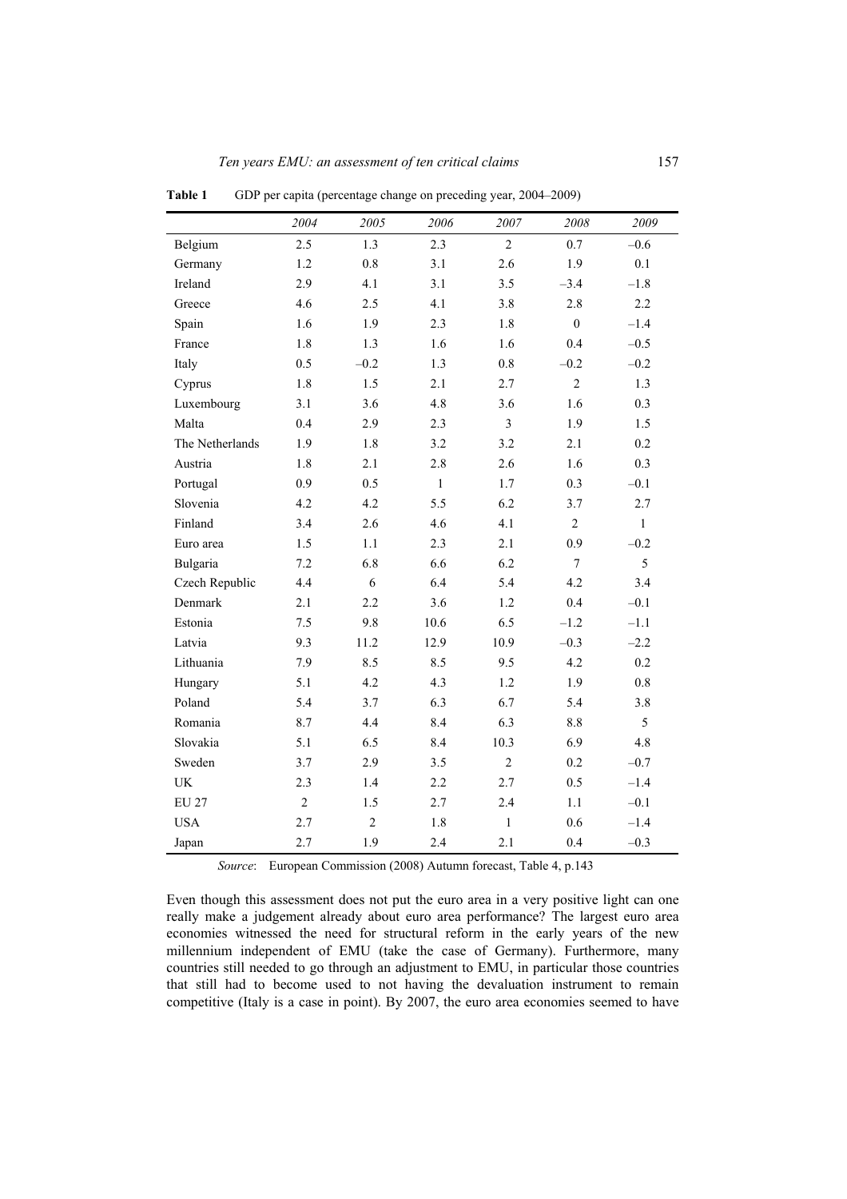**Table 1** GDP per capita (percentage change on preceding year, 2004–2009)

| | *2004* | *2005* | *2006* | *2007* | *2008* | *2009* |
|---|---|---|---|---|---|---|
| Belgium | 2.5 | 1.3 | 2.3 | 2 | 0.7 | –0.6 |
| Germany | 1.2 | 0.8 | 3.1 | 2.6 | 1.9 | 0.1 |
| Ireland | 2.9 | 4.1 | 3.1 | 3.5 | –3.4 | –1.8 |
| Greece | 4.6 | 2.5 | 4.1 | 3.8 | 2.8 | 2.2 |
| Spain | 1.6 | 1.9 | 2.3 | 1.8 | 0 | –1.4 |
| France | 1.8 | 1.3 | 1.6 | 1.6 | 0.4 | –0.5 |
| Italy | 0.5 | –0.2 | 1.3 | 0.8 | –0.2 | –0.2 |
| Cyprus | 1.8 | 1.5 | 2.1 | 2.7 | 2 | 1.3 |
| Luxembourg | 3.1 | 3.6 | 4.8 | 3.6 | 1.6 | 0.3 |
| Malta | 0.4 | 2.9 | 2.3 | 3 | 1.9 | 1.5 |
| The Netherlands | 1.9 | 1.8 | 3.2 | 3.2 | 2.1 | 0.2 |
| Austria | 1.8 | 2.1 | 2.8 | 2.6 | 1.6 | 0.3 |
| Portugal | 0.9 | 0.5 | 1 | 1.7 | 0.3 | –0.1 |
| Slovenia | 4.2 | 4.2 | 5.5 | 6.2 | 3.7 | 2.7 |
| Finland | 3.4 | 2.6 | 4.6 | 4.1 | 2 | 1 |
| Euro area | 1.5 | 1.1 | 2.3 | 2.1 | 0.9 | –0.2 |
| Bulgaria | 7.2 | 6.8 | 6.6 | 6.2 | 7 | 5 |
| Czech Republic | 4.4 | 6 | 6.4 | 5.4 | 4.2 | 3.4 |
| Denmark | 2.1 | 2.2 | 3.6 | 1.2 | 0.4 | –0.1 |
| Estonia | 7.5 | 9.8 | 10.6 | 6.5 | –1.2 | –1.1 |
| Latvia | 9.3 | 11.2 | 12.9 | 10.9 | –0.3 | –2.2 |
| Lithuania | 7.9 | 8.5 | 8.5 | 9.5 | 4.2 | 0.2 |
| Hungary | 5.1 | 4.2 | 4.3 | 1.2 | 1.9 | 0.8 |
| Poland | 5.4 | 3.7 | 6.3 | 6.7 | 5.4 | 3.8 |
| Romania | 8.7 | 4.4 | 8.4 | 6.3 | 8.8 | 5 |
| Slovakia | 5.1 | 6.5 | 8.4 | 10.3 | 6.9 | 4.8 |
| Sweden | 3.7 | 2.9 | 3.5 | 2 | 0.2 | –0.7 |
| UK | 2.3 | 1.4 | 2.2 | 2.7 | 0.5 | –1.4 |
| EU 27 | 2 | 1.5 | 2.7 | 2.4 | 1.1 | –0.1 |
| USA | 2.7 | 2 | 1.8 | 1 | 0.6 | –1.4 |
| Japan | 2.7 | 1.9 | 2.4 | 2.1 | 0.4 | –0.3 |

*Source*: European Commission (2008) Autumn forecast, Table 4, p.143

Even though this assessment does not put the euro area in a very positive light can one really make a judgement already about euro area performance? The largest euro area economies witnessed the need for structural reform in the early years of the new millennium independent of EMU (take the case of Germany). Furthermore, many countries still needed to go through an adjustment to EMU, in particular those countries that still had to become used to not having the devaluation instrument to remain competitive (Italy is a case in point). By 2007, the euro area economies seemed to have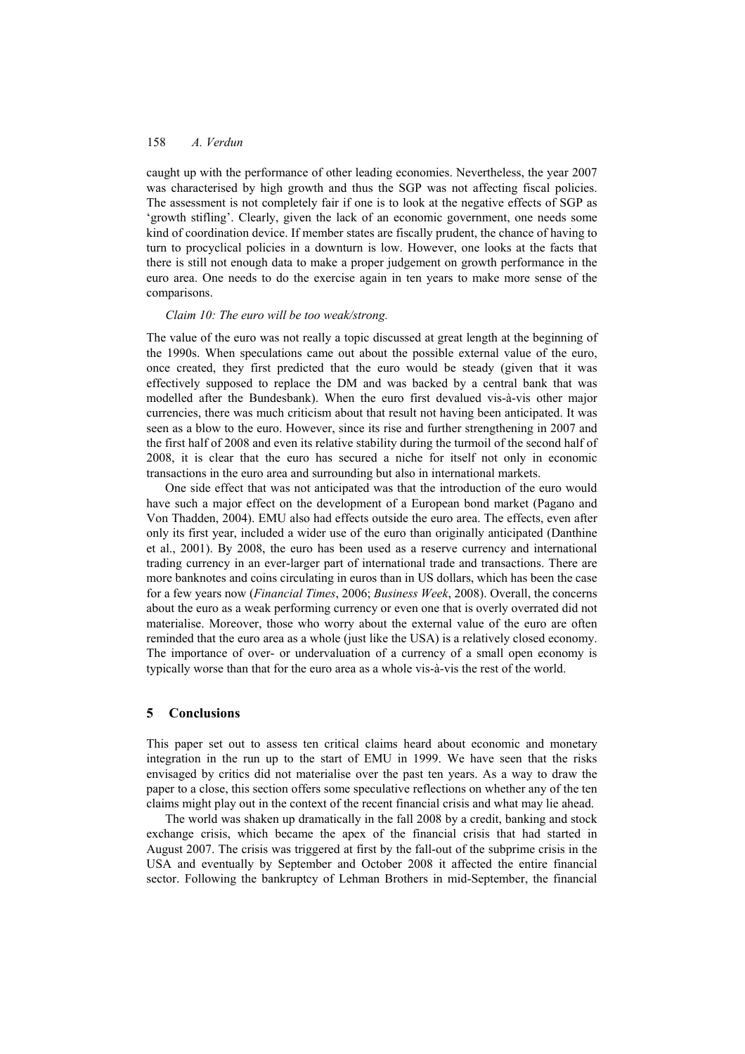caught up with the performance of other leading economies. Nevertheless, the year 2007 was characterised by high growth and thus the SGP was not affecting fiscal policies. The assessment is not completely fair if one is to look at the negative effects of SGP as 'growth stifling'. Clearly, given the lack of an economic government, one needs some kind of coordination device. If member states are fiscally prudent, the chance of having to turn to procyclical policies in a downturn is low. However, one looks at the facts that there is still not enough data to make a proper judgement on growth performance in the euro area. One needs to do the exercise again in ten years to make more sense of the comparisons.

*Claim 10: The euro will be too weak/strong.*

The value of the euro was not really a topic discussed at great length at the beginning of the 1990s. When speculations came out about the possible external value of the euro, once created, they first predicted that the euro would be steady (given that it was effectively supposed to replace the DM and was backed by a central bank that was modelled after the Bundesbank). When the euro first devalued vis-à-vis other major currencies, there was much criticism about that result not having been anticipated. It was seen as a blow to the euro. However, since its rise and further strengthening in 2007 and the first half of 2008 and even its relative stability during the turmoil of the second half of 2008, it is clear that the euro has secured a niche for itself not only in economic transactions in the euro area and surrounding but also in international markets.

One side effect that was not anticipated was that the introduction of the euro would have such a major effect on the development of a European bond market (Pagano and Von Thadden, 2004). EMU also had effects outside the euro area. The effects, even after only its first year, included a wider use of the euro than originally anticipated (Danthine et al., 2001). By 2008, the euro has been used as a reserve currency and international trading currency in an ever-larger part of international trade and transactions. There are more banknotes and coins circulating in euros than in US dollars, which has been the case for a few years now (*Financial Times*, 2006; *Business Week*, 2008). Overall, the concerns about the euro as a weak performing currency or even one that is overly overrated did not materialise. Moreover, those who worry about the external value of the euro are often reminded that the euro area as a whole (just like the USA) is a relatively closed economy. The importance of over- or undervaluation of a currency of a small open economy is typically worse than that for the euro area as a whole vis-à-vis the rest of the world.

## 5 Conclusions

This paper set out to assess ten critical claims heard about economic and monetary integration in the run up to the start of EMU in 1999. We have seen that the risks envisaged by critics did not materialise over the past ten years. As a way to draw the paper to a close, this section offers some speculative reflections on whether any of the ten claims might play out in the context of the recent financial crisis and what may lie ahead.

The world was shaken up dramatically in the fall 2008 by a credit, banking and stock exchange crisis, which became the apex of the financial crisis that had started in August 2007. The crisis was triggered at first by the fall-out of the subprime crisis in the USA and eventually by September and October 2008 it affected the entire financial sector. Following the bankruptcy of Lehman Brothers in mid-September, the financial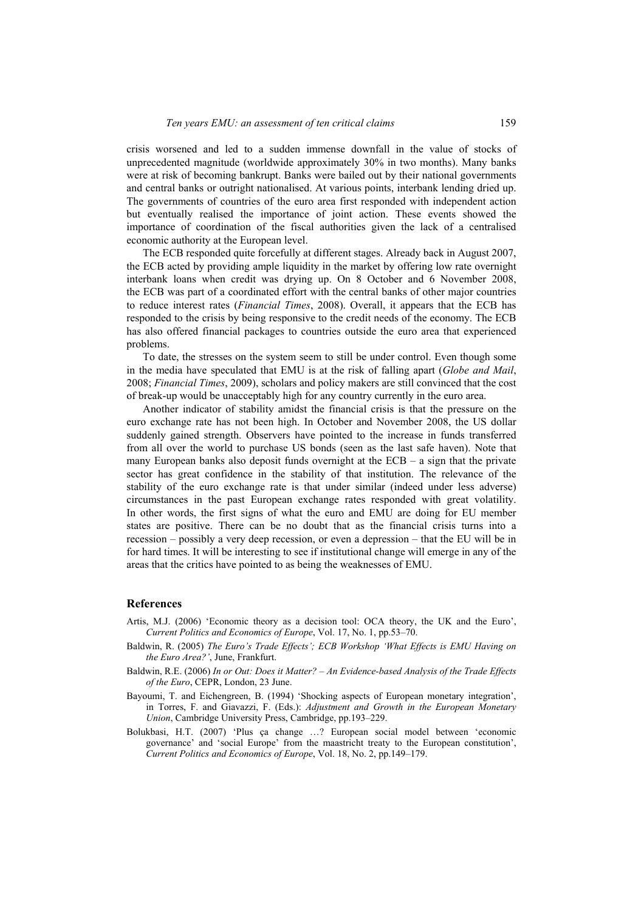crisis worsened and led to a sudden immense downfall in the value of stocks of unprecedented magnitude (worldwide approximately 30% in two months). Many banks were at risk of becoming bankrupt. Banks were bailed out by their national governments and central banks or outright nationalised. At various points, interbank lending dried up. The governments of countries of the euro area first responded with independent action but eventually realised the importance of joint action. These events showed the importance of coordination of the fiscal authorities given the lack of a centralised economic authority at the European level.

The ECB responded quite forcefully at different stages. Already back in August 2007, the ECB acted by providing ample liquidity in the market by offering low rate overnight interbank loans when credit was drying up. On 8 October and 6 November 2008, the ECB was part of a coordinated effort with the central banks of other major countries to reduce interest rates (*Financial Times*, 2008). Overall, it appears that the ECB has responded to the crisis by being responsive to the credit needs of the economy. The ECB has also offered financial packages to countries outside the euro area that experienced problems.

To date, the stresses on the system seem to still be under control. Even though some in the media have speculated that EMU is at the risk of falling apart (*Globe and Mail*, 2008; *Financial Times*, 2009), scholars and policy makers are still convinced that the cost of break-up would be unacceptably high for any country currently in the euro area.

Another indicator of stability amidst the financial crisis is that the pressure on the euro exchange rate has not been high. In October and November 2008, the US dollar suddenly gained strength. Observers have pointed to the increase in funds transferred from all over the world to purchase US bonds (seen as the last safe haven). Note that many European banks also deposit funds overnight at the ECB – a sign that the private sector has great confidence in the stability of that institution. The relevance of the stability of the euro exchange rate is that under similar (indeed under less adverse) circumstances in the past European exchange rates responded with great volatility. In other words, the first signs of what the euro and EMU are doing for EU member states are positive. There can be no doubt that as the financial crisis turns into a recession – possibly a very deep recession, or even a depression – that the EU will be in for hard times. It will be interesting to see if institutional change will emerge in any of the areas that the critics have pointed to as being the weaknesses of EMU.

## References

Artis, M.J. (2006) 'Economic theory as a decision tool: OCA theory, the UK and the Euro', *Current Politics and Economics of Europe*, Vol. 17, No. 1, pp.53–70.

Baldwin, R. (2005) *The Euro's Trade Effects'; ECB Workshop 'What Effects is EMU Having on the Euro Area?'*, June, Frankfurt.

Baldwin, R.E. (2006) *In or Out: Does it Matter? – An Evidence-based Analysis of the Trade Effects of the Euro*, CEPR, London, 23 June.

Bayoumi, T. and Eichengreen, B. (1994) 'Shocking aspects of European monetary integration', in Torres, F. and Giavazzi, F. (Eds.): *Adjustment and Growth in the European Monetary Union*, Cambridge University Press, Cambridge, pp.193–229.

Bolukbasi, H.T. (2007) 'Plus ça change …? European social model between 'economic governance' and 'social Europe' from the maastricht treaty to the European constitution', *Current Politics and Economics of Europe*, Vol. 18, No. 2, pp.149–179.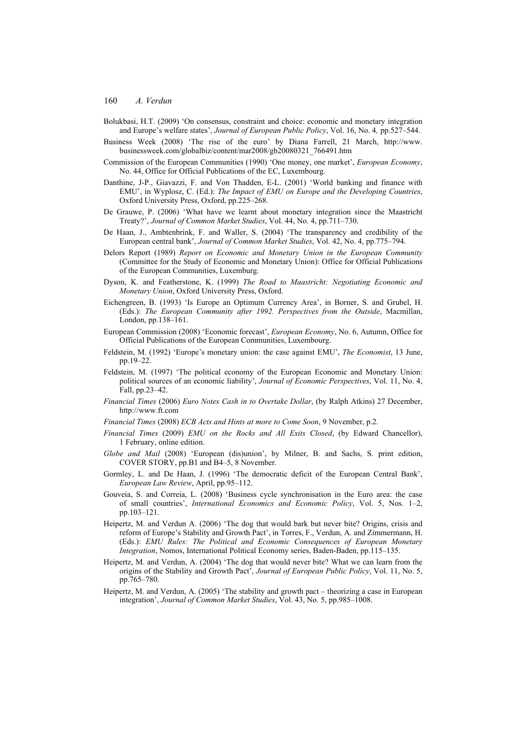Bolukbasi, H.T. (2009) 'On consensus, constraint and choice: economic and monetary integration and Europe's welfare states', *Journal of European Public Policy*, Vol. 16, No. 4*,* pp.527–544.

Business Week (2008) 'The rise of the euro' by Diana Farrell, 21 March, http://www.businessweek.com/globalbiz/content/mar2008/gb20080321_766491.htm

Commission of the European Communities (1990) 'One money, one market', *European Economy*, No. 44, Office for Official Publications of the EC, Luxembourg.

Danthine, J-P., Giavazzi, F. and Von Thadden, E-L. (2001) 'World banking and finance with EMU', in Wyplosz, C. (Ed.): *The Impact of EMU on Europe and the Developing Countries*, Oxford University Press, Oxford, pp.225–268.

De Grauwe, P. (2006) 'What have we learnt about monetary integration since the Maastricht Treaty?', *Journal of Common Market Studies*, Vol. 44, No. 4, pp.711–730.

De Haan, J., Ambtenbrink, F. and Waller, S. (2004) 'The transparency and credibility of the European central bank', *Journal of Common Market Studies*, Vol. 42, No. 4, pp.775–794.

Delors Report (1989) *Report on Economic and Monetary Union in the European Community* (Committee for the Study of Economic and Monetary Union): Office for Official Publications of the European Communities, Luxemburg.

Dyson, K. and Featherstone, K. (1999) *The Road to Maastricht: Negotiating Economic and Monetary Union*, Oxford University Press, Oxford.

Eichengreen, B. (1993) 'Is Europe an Optimum Currency Area', in Borner, S. and Grubel, H. (Eds.): *The European Community after 1992. Perspectives from the Outside*, Macmillan, London, pp.138–161.

European Commission (2008) 'Economic forecast', *European Economy*, No. 6, Autumn, Office for Official Publications of the European Communities, Luxembourg.

Feldstein, M. (1992) 'Europe's monetary union: the case against EMU', *The Economist*, 13 June, pp.19–22.

Feldstein, M. (1997) 'The political economy of the European Economic and Monetary Union: political sources of an economic liability', *Journal of Economic Perspectives*, Vol. 11, No. 4, Fall, pp.23–42.

*Financial Times* (2006) *Euro Notes Cash in to Overtake Dollar*, (by Ralph Atkins) 27 December, http://www.ft.com

*Financial Times* (2008) *ECB Acts and Hints at more to Come Soon*, 9 November, p.2.

*Financial Times* (2009) *EMU on the Rocks and All Exits Closed*, (by Edward Chancellor), 1 February, online edition.

*Globe and Mail* (2008) 'European (dis)union', by Milner, B. and Sachs, S. print edition, COVER STORY, pp.B1 and B4–5, 8 November.

Gormley, L. and De Haan, J. (1996) 'The democratic deficit of the European Central Bank', *European Law Review*, April, pp.95–112.

Gouveia, S. and Correia, L. (2008) 'Business cycle synchronisation in the Euro area: the case of small countries', *International Economics and Economic Policy*, Vol. 5, Nos. 1–2, pp.103–121.

Heipertz, M. and Verdun A. (2006) 'The dog that would bark but never bite? Origins, crisis and reform of Europe's Stability and Growth Pact', in Torres, F., Verdun, A. and Zimmermann, H. (Eds.): *EMU Rules: The Political and Economic Consequences of European Monetary Integration*, Nomos, International Political Economy series, Baden-Baden, pp.115–135.

Heipertz, M. and Verdun, A. (2004) 'The dog that would never bite? What we can learn from the origins of the Stability and Growth Pact', *Journal of European Public Policy*, Vol. 11, No. 5, pp.765–780.

Heipertz, M. and Verdun, A. (2005) 'The stability and growth pact – theorizing a case in European integration', *Journal of Common Market Studies*, Vol. 43, No. 5, pp.985–1008.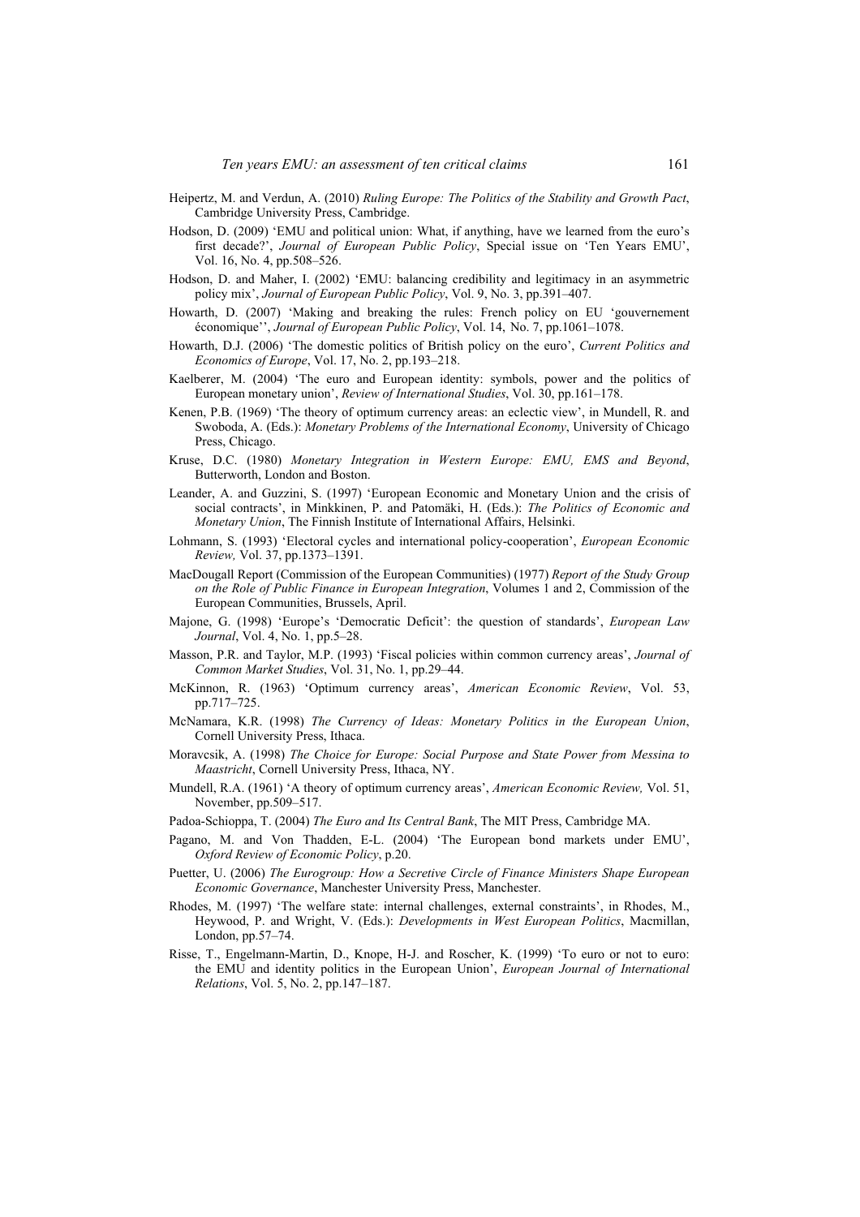Heipertz, M. and Verdun, A. (2010) *Ruling Europe: The Politics of the Stability and Growth Pact*, Cambridge University Press, Cambridge.

Hodson, D. (2009) 'EMU and political union: What, if anything, have we learned from the euro's first decade?', *Journal of European Public Policy*, Special issue on 'Ten Years EMU', Vol. 16, No. 4, pp.508–526.

Hodson, D. and Maher, I. (2002) 'EMU: balancing credibility and legitimacy in an asymmetric policy mix', *Journal of European Public Policy*, Vol. 9, No. 3, pp.391–407.

Howarth, D. (2007) 'Making and breaking the rules: French policy on EU 'gouvernement économique'', *Journal of European Public Policy*, Vol. 14, No. 7, pp.1061–1078.

Howarth, D.J. (2006) 'The domestic politics of British policy on the euro', *Current Politics and Economics of Europe*, Vol. 17, No. 2, pp.193–218.

Kaelberer, M. (2004) 'The euro and European identity: symbols, power and the politics of European monetary union', *Review of International Studies*, Vol. 30, pp.161–178.

Kenen, P.B. (1969) 'The theory of optimum currency areas: an eclectic view', in Mundell, R. and Swoboda, A. (Eds.): *Monetary Problems of the International Economy*, University of Chicago Press, Chicago.

Kruse, D.C. (1980) *Monetary Integration in Western Europe: EMU, EMS and Beyond*, Butterworth, London and Boston.

Leander, A. and Guzzini, S. (1997) 'European Economic and Monetary Union and the crisis of social contracts', in Minkkinen, P. and Patomäki, H. (Eds.): *The Politics of Economic and Monetary Union*, The Finnish Institute of International Affairs, Helsinki.

Lohmann, S. (1993) 'Electoral cycles and international policy-cooperation', *European Economic Review,* Vol. 37, pp.1373–1391.

MacDougall Report (Commission of the European Communities) (1977) *Report of the Study Group on the Role of Public Finance in European Integration*, Volumes 1 and 2, Commission of the European Communities, Brussels, April.

Majone, G. (1998) 'Europe's 'Democratic Deficit': the question of standards', *European Law Journal*, Vol. 4, No. 1, pp.5–28.

Masson, P.R. and Taylor, M.P. (1993) 'Fiscal policies within common currency areas', *Journal of Common Market Studies*, Vol. 31, No. 1, pp.29–44.

McKinnon, R. (1963) 'Optimum currency areas', *American Economic Review*, Vol. 53, pp.717–725.

McNamara, K.R. (1998) *The Currency of Ideas: Monetary Politics in the European Union*, Cornell University Press, Ithaca.

Moravcsik, A. (1998) *The Choice for Europe: Social Purpose and State Power from Messina to Maastricht*, Cornell University Press, Ithaca, NY.

Mundell, R.A. (1961) 'A theory of optimum currency areas', *American Economic Review,* Vol. 51, November, pp.509–517.

Padoa-Schioppa, T. (2004) *The Euro and Its Central Bank*, The MIT Press, Cambridge MA.

Pagano, M. and Von Thadden, E-L. (2004) 'The European bond markets under EMU', *Oxford Review of Economic Policy*, p.20.

Puetter, U. (2006) *The Eurogroup: How a Secretive Circle of Finance Ministers Shape European Economic Governance*, Manchester University Press, Manchester.

Rhodes, M. (1997) 'The welfare state: internal challenges, external constraints', in Rhodes, M., Heywood, P. and Wright, V. (Eds.): *Developments in West European Politics*, Macmillan, London, pp.57–74.

Risse, T., Engelmann-Martin, D., Knope, H-J. and Roscher, K. (1999) 'To euro or not to euro: the EMU and identity politics in the European Union', *European Journal of International Relations*, Vol. 5, No. 2, pp.147–187.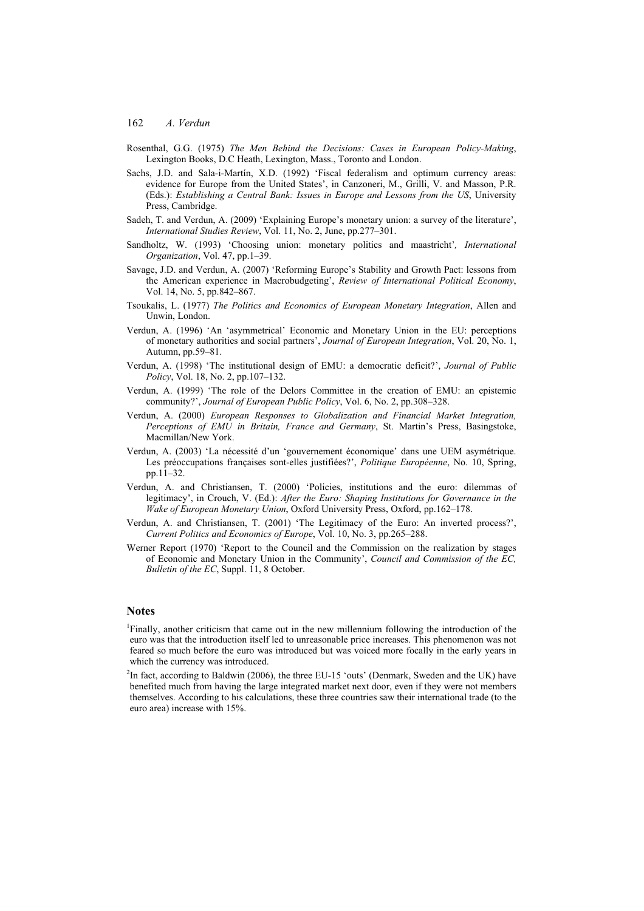Rosenthal, G.G. (1975) *The Men Behind the Decisions: Cases in European Policy-Making*, Lexington Books, D.C Heath, Lexington, Mass., Toronto and London.

Sachs, J.D. and Sala-i-Martín, X.D. (1992) 'Fiscal federalism and optimum currency areas: evidence for Europe from the United States', in Canzoneri, M., Grilli, V. and Masson, P.R. (Eds.): *Establishing a Central Bank: Issues in Europe and Lessons from the US*, University Press, Cambridge.

Sadeh, T. and Verdun, A. (2009) 'Explaining Europe's monetary union: a survey of the literature', *International Studies Review*, Vol. 11, No. 2, June, pp.277–301.

Sandholtz, W. (1993) 'Choosing union: monetary politics and maastricht', *International Organization*, Vol. 47, pp.1–39.

Savage, J.D. and Verdun, A. (2007) 'Reforming Europe's Stability and Growth Pact: lessons from the American experience in Macrobudgeting', *Review of International Political Economy*, Vol. 14, No. 5, pp.842–867.

Tsoukalis, L. (1977) *The Politics and Economics of European Monetary Integration*, Allen and Unwin, London.

Verdun, A. (1996) 'An 'asymmetrical' Economic and Monetary Union in the EU: perceptions of monetary authorities and social partners', *Journal of European Integration*, Vol. 20, No. 1, Autumn, pp.59–81.

Verdun, A. (1998) 'The institutional design of EMU: a democratic deficit?', *Journal of Public Policy*, Vol. 18, No. 2, pp.107–132.

Verdun, A. (1999) 'The role of the Delors Committee in the creation of EMU: an epistemic community?', *Journal of European Public Policy*, Vol. 6, No. 2, pp.308–328.

Verdun, A. (2000) *European Responses to Globalization and Financial Market Integration, Perceptions of EMU in Britain, France and Germany*, St. Martin's Press, Basingstoke, Macmillan/New York.

Verdun, A. (2003) 'La nécessité d'un 'gouvernement économique' dans une UEM asymétrique. Les préoccupations françaises sont-elles justifiées?', *Politique Européenne*, No. 10, Spring, pp.11–32.

Verdun, A. and Christiansen, T. (2000) 'Policies, institutions and the euro: dilemmas of legitimacy', in Crouch, V. (Ed.): *After the Euro: Shaping Institutions for Governance in the Wake of European Monetary Union*, Oxford University Press, Oxford, pp.162–178.

Verdun, A. and Christiansen, T. (2001) 'The Legitimacy of the Euro: An inverted process?', *Current Politics and Economics of Europe*, Vol. 10, No. 3, pp.265–288.

Werner Report (1970) 'Report to the Council and the Commission on the realization by stages of Economic and Monetary Union in the Community', *Council and Commission of the EC, Bulletin of the EC*, Suppl. 11, 8 October.

## Notes

[1]Finally, another criticism that came out in the new millennium following the introduction of the euro was that the introduction itself led to unreasonable price increases. This phenomenon was not feared so much before the euro was introduced but was voiced more focally in the early years in which the currency was introduced.

[2]In fact, according to Baldwin (2006), the three EU-15 'outs' (Denmark, Sweden and the UK) have benefited much from having the large integrated market next door, even if they were not members themselves. According to his calculations, these three countries saw their international trade (to the euro area) increase with 15%.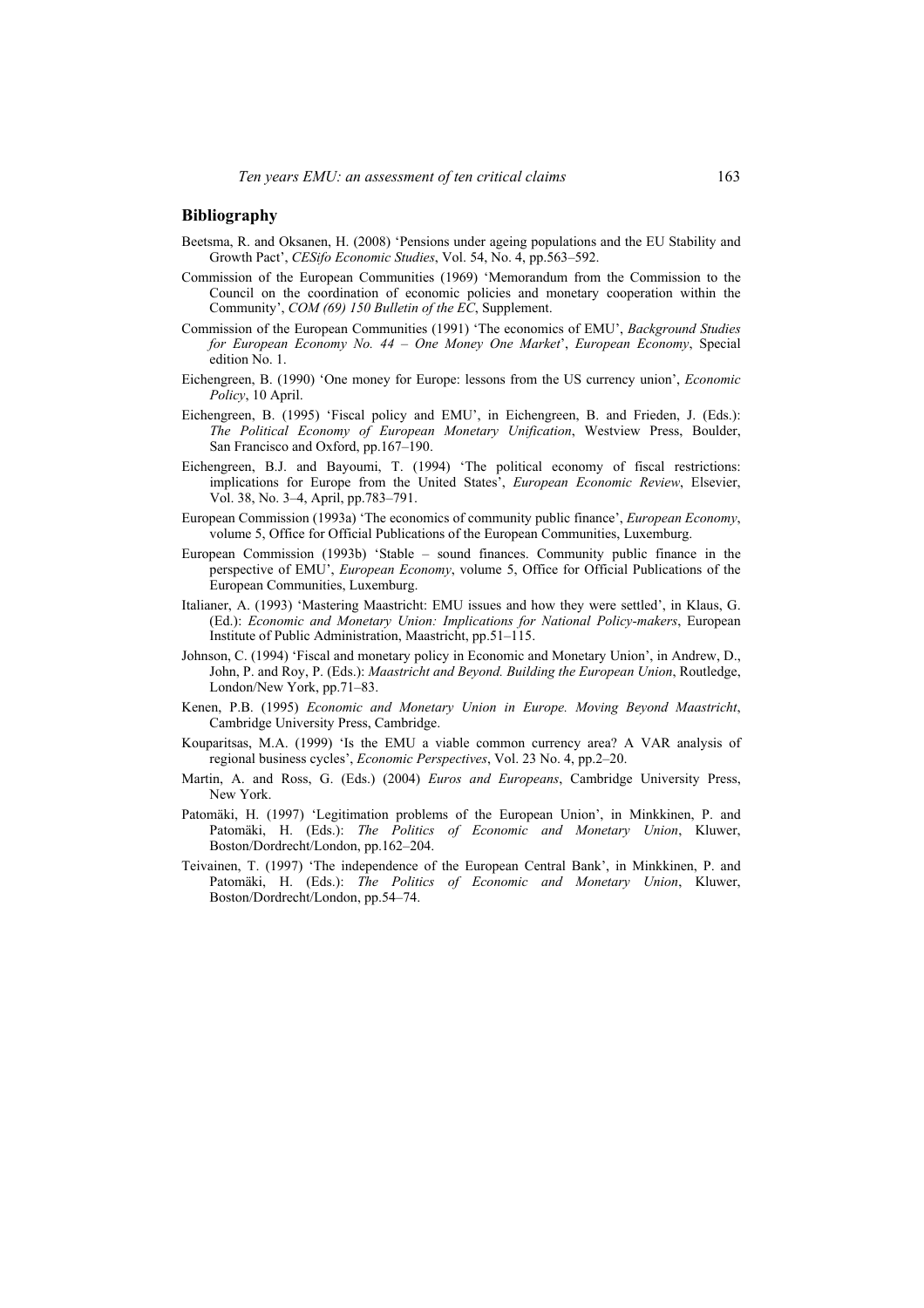## Bibliography

Beetsma, R. and Oksanen, H. (2008) 'Pensions under ageing populations and the EU Stability and Growth Pact', *CESifo Economic Studies*, Vol. 54, No. 4, pp.563–592.

Commission of the European Communities (1969) 'Memorandum from the Commission to the Council on the coordination of economic policies and monetary cooperation within the Community', *COM (69) 150 Bulletin of the EC*, Supplement.

Commission of the European Communities (1991) 'The economics of EMU', *Background Studies for European Economy No. 44 – One Money One Market*', *European Economy*, Special edition No. 1.

Eichengreen, B. (1990) 'One money for Europe: lessons from the US currency union', *Economic Policy*, 10 April.

Eichengreen, B. (1995) 'Fiscal policy and EMU', in Eichengreen, B. and Frieden, J. (Eds.): *The Political Economy of European Monetary Unification*, Westview Press, Boulder, San Francisco and Oxford, pp.167–190.

Eichengreen, B.J. and Bayoumi, T. (1994) 'The political economy of fiscal restrictions: implications for Europe from the United States', *European Economic Review*, Elsevier, Vol. 38, No. 3–4, April, pp.783–791.

European Commission (1993a) 'The economics of community public finance', *European Economy*, volume 5, Office for Official Publications of the European Communities, Luxemburg.

European Commission (1993b) 'Stable – sound finances. Community public finance in the perspective of EMU', *European Economy*, volume 5, Office for Official Publications of the European Communities, Luxemburg.

Italianer, A. (1993) 'Mastering Maastricht: EMU issues and how they were settled', in Klaus, G. (Ed.): *Economic and Monetary Union: Implications for National Policy-makers*, European Institute of Public Administration, Maastricht, pp.51–115.

Johnson, C. (1994) 'Fiscal and monetary policy in Economic and Monetary Union', in Andrew, D., John, P. and Roy, P. (Eds.): *Maastricht and Beyond. Building the European Union*, Routledge, London/New York, pp.71–83.

Kenen, P.B. (1995) *Economic and Monetary Union in Europe. Moving Beyond Maastricht*, Cambridge University Press, Cambridge.

Kouparitsas, M.A. (1999) 'Is the EMU a viable common currency area? A VAR analysis of regional business cycles', *Economic Perspectives*, Vol. 23 No. 4, pp.2–20.

Martin, A. and Ross, G. (Eds.) (2004) *Euros and Europeans*, Cambridge University Press, New York.

Patomäki, H. (1997) 'Legitimation problems of the European Union', in Minkkinen, P. and Patomäki, H. (Eds.): *The Politics of Economic and Monetary Union*, Kluwer, Boston/Dordrecht/London, pp.162–204.

Teivainen, T. (1997) 'The independence of the European Central Bank', in Minkkinen, P. and Patomäki, H. (Eds.): *The Politics of Economic and Monetary Union*, Kluwer, Boston/Dordrecht/London, pp.54–74.